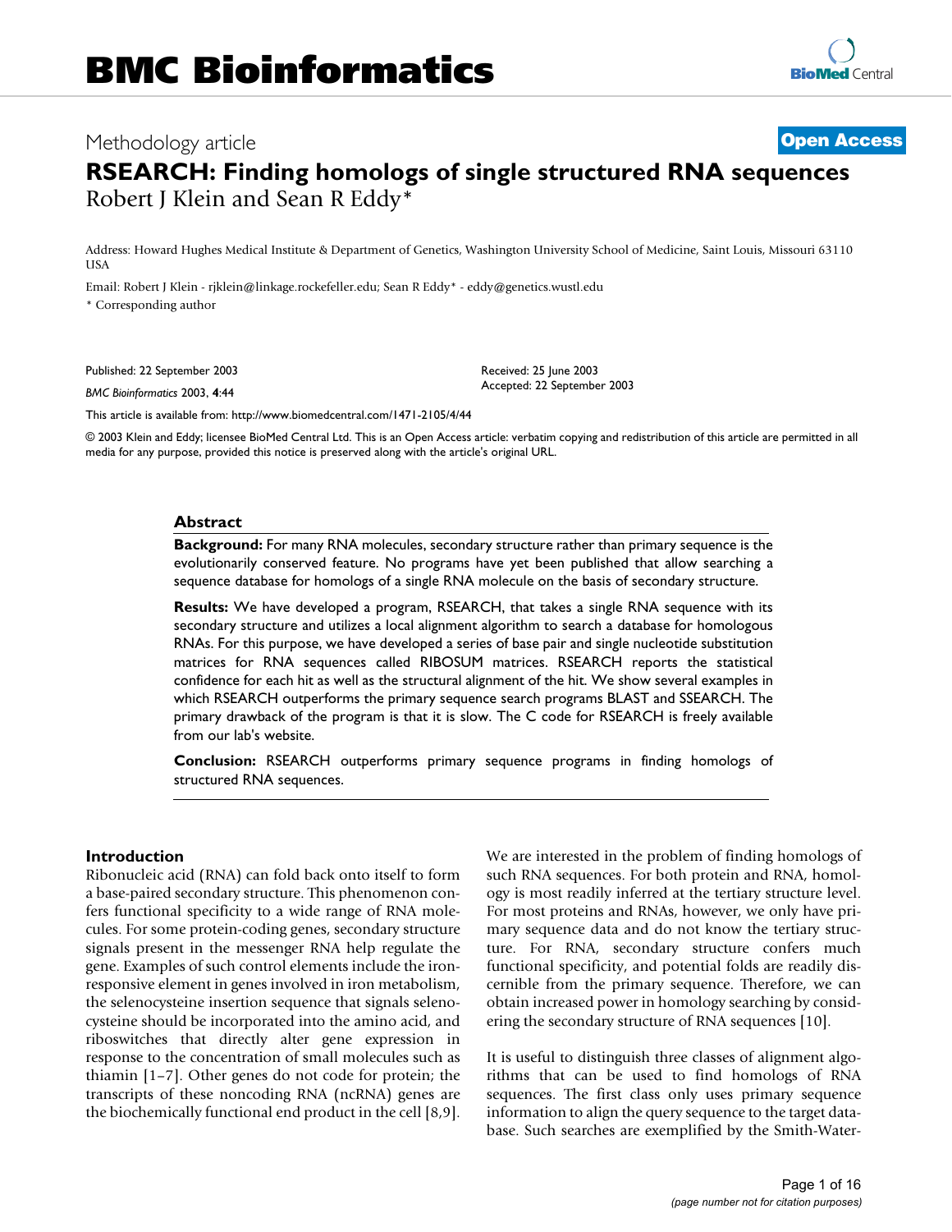# BMC Bioinformatics

Methodology article **Open Access**

# RSEARCH: Finding homologs of single structured RNA sequences

Robert J Klein and Sean R Eddy*

Address: Howard Hughes Medical Institute & Department of Genetics, Washington University School of Medicine, Saint Louis, Missouri 63110 USA

Email: Robert J Klein - rjklein@linkage.rockefeller.edu; Sean R Eddy* - eddy@genetics.wustl.edu

\* Corresponding author

Published: 22 September 2003

*BMC Bioinformatics* 2003, **4**:44

Received: 25 June 2003
Accepted: 22 September 2003

This article is available from: http://www.biomedcentral.com/1471-2105/4/44

© 2003 Klein and Eddy; licensee BioMed Central Ltd. This is an Open Access article: verbatim copying and redistribution of this article are permitted in all media for any purpose, provided this notice is preserved along with the article's original URL.

## Abstract

**Background:** For many RNA molecules, secondary structure rather than primary sequence is the evolutionarily conserved feature. No programs have yet been published that allow searching a sequence database for homologs of a single RNA molecule on the basis of secondary structure.

**Results:** We have developed a program, RSEARCH, that takes a single RNA sequence with its secondary structure and utilizes a local alignment algorithm to search a database for homologous RNAs. For this purpose, we have developed a series of base pair and single nucleotide substitution matrices for RNA sequences called RIBOSUM matrices. RSEARCH reports the statistical confidence for each hit as well as the structural alignment of the hit. We show several examples in which RSEARCH outperforms the primary sequence search programs BLAST and SSEARCH. The primary drawback of the program is that it is slow. The C code for RSEARCH is freely available from our lab's website.

**Conclusion:** RSEARCH outperforms primary sequence programs in finding homologs of structured RNA sequences.

## Introduction

Ribonucleic acid (RNA) can fold back onto itself to form a base-paired secondary structure. This phenomenon confers functional specificity to a wide range of RNA molecules. For some protein-coding genes, secondary structure signals present in the messenger RNA help regulate the gene. Examples of such control elements include the iron-responsive element in genes involved in iron metabolism, the selenocysteine insertion sequence that signals selenocysteine should be incorporated into the amino acid, and riboswitches that directly alter gene expression in response to the concentration of small molecules such as thiamin [1–7]. Other genes do not code for protein; the transcripts of these noncoding RNA (ncRNA) genes are the biochemically functional end product in the cell [8,9].

We are interested in the problem of finding homologs of such RNA sequences. For both protein and RNA, homology is most readily inferred at the tertiary structure level. For most proteins and RNAs, however, we only have primary sequence data and do not know the tertiary structure. For RNA, secondary structure confers much functional specificity, and potential folds are readily discernible from the primary sequence. Therefore, we can obtain increased power in homology searching by considering the secondary structure of RNA sequences [10].

It is useful to distinguish three classes of alignment algorithms that can be used to find homologs of RNA sequences. The first class only uses primary sequence information to align the query sequence to the target database. Such searches are exemplified by the Smith-Water-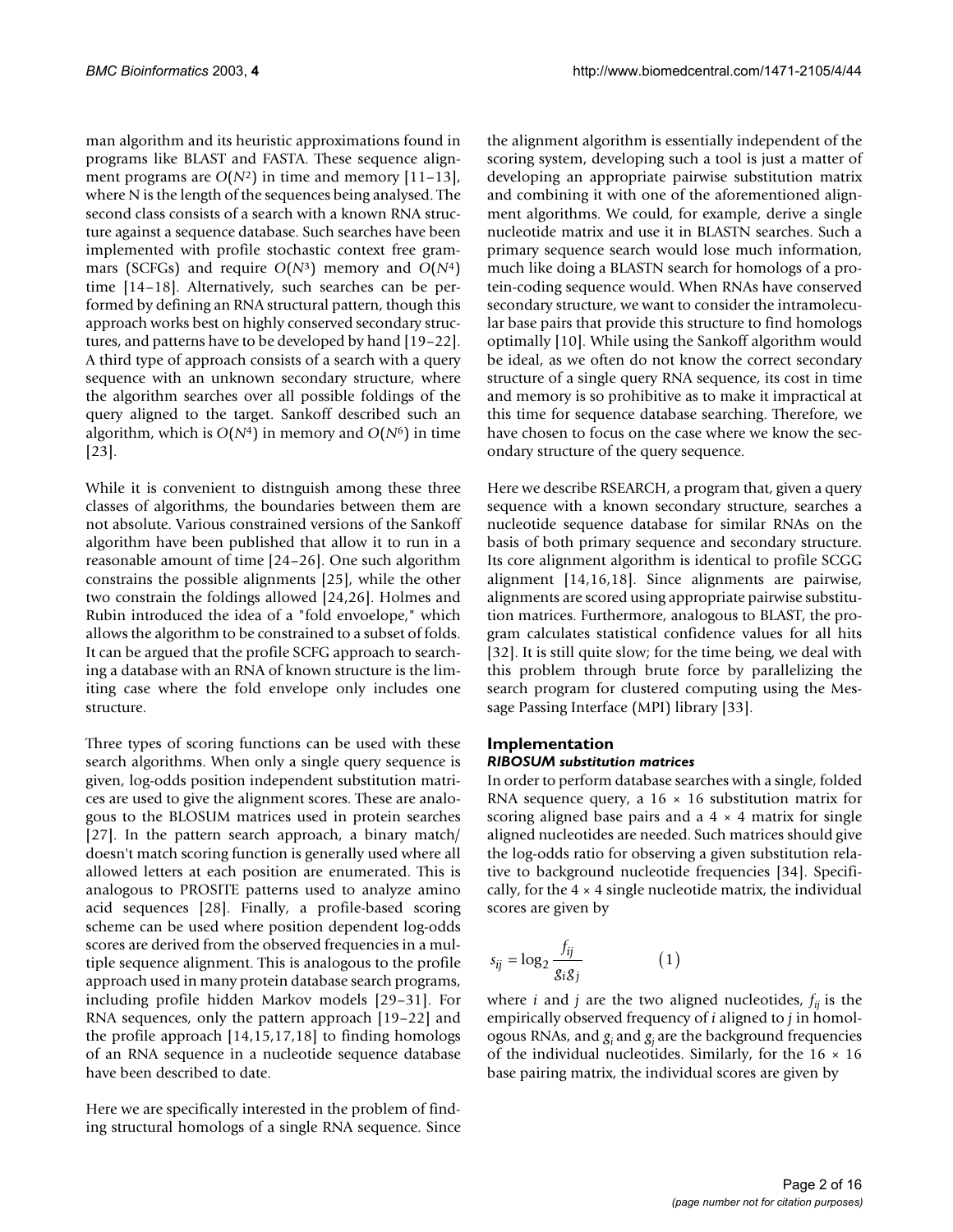man algorithm and its heuristic approximations found in programs like BLAST and FASTA. These sequence alignment programs are $O(N^2)$ in time and memory [11–13], where N is the length of the sequences being analysed. The second class consists of a search with a known RNA structure against a sequence database. Such searches have been implemented with profile stochastic context free grammars (SCFGs) and require $O(N^3)$ memory and $O(N^4)$ time [14–18]. Alternatively, such searches can be performed by defining an RNA structural pattern, though this approach works best on highly conserved secondary structures, and patterns have to be developed by hand [19–22]. A third type of approach consists of a search with a query sequence with an unknown secondary structure, where the algorithm searches over all possible foldings of the query aligned to the target. Sankoff described such an algorithm, which is $O(N^4)$ in memory and $O(N^6)$ in time [23].

While it is convenient to distnguish among these three classes of algorithms, the boundaries between them are not absolute. Various constrained versions of the Sankoff algorithm have been published that allow it to run in a reasonable amount of time [24–26]. One such algorithm constrains the possible alignments [25], while the other two constrain the foldings allowed [24,26]. Holmes and Rubin introduced the idea of a "fold envoelope," which allows the algorithm to be constrained to a subset of folds. It can be argued that the profile SCFG approach to searching a database with an RNA of known structure is the limiting case where the fold envelope only includes one structure.

Three types of scoring functions can be used with these search algorithms. When only a single query sequence is given, log-odds position independent substitution matrices are used to give the alignment scores. These are analogous to the BLOSUM matrices used in protein searches [27]. In the pattern search approach, a binary match/doesn't match scoring function is generally used where all allowed letters at each position are enumerated. This is analogous to PROSITE patterns used to analyze amino acid sequences [28]. Finally, a profile-based scoring scheme can be used where position dependent log-odds scores are derived from the observed frequencies in a multiple sequence alignment. This is analogous to the profile approach used in many protein database search programs, including profile hidden Markov models [29–31]. For RNA sequences, only the pattern approach [19–22] and the profile approach [14,15,17,18] to finding homologs of an RNA sequence in a nucleotide sequence database have been described to date.

Here we are specifically interested in the problem of finding structural homologs of a single RNA sequence. Since the alignment algorithm is essentially independent of the scoring system, developing such a tool is just a matter of developing an appropriate pairwise substitution matrix and combining it with one of the aforementioned alignment algorithms. We could, for example, derive a single nucleotide matrix and use it in BLASTN searches. Such a primary sequence search would lose much information, much like doing a BLASTN search for homologs of a protein-coding sequence would. When RNAs have conserved secondary structure, we want to consider the intramolecular base pairs that provide this structure to find homologs optimally [10]. While using the Sankoff algorithm would be ideal, as we often do not know the correct secondary structure of a single query RNA sequence, its cost in time and memory is so prohibitive as to make it impractical at this time for sequence database searching. Therefore, we have chosen to focus on the case where we know the secondary structure of the query sequence.

Here we describe RSEARCH, a program that, given a query sequence with a known secondary structure, searches a nucleotide sequence database for similar RNAs on the basis of both primary sequence and secondary structure. Its core alignment algorithm is identical to profile SCGG alignment [14,16,18]. Since alignments are pairwise, alignments are scored using appropriate pairwise substitution matrices. Furthermore, analogous to BLAST, the program calculates statistical confidence values for all hits [32]. It is still quite slow; for the time being, we deal with this problem through brute force by parallelizing the search program for clustered computing using the Message Passing Interface (MPI) library [33].

## Implementation

### *RIBOSUM substitution matrices*

In order to perform database searches with a single, folded RNA sequence query, a 16 × 16 substitution matrix for scoring aligned base pairs and a 4 × 4 matrix for single aligned nucleotides are needed. Such matrices should give the log-odds ratio for observing a given substitution relative to background nucleotide frequencies [34]. Specifically, for the 4 × 4 single nucleotide matrix, the individual scores are given by

$$s_{ij} = \log_2 \frac{f_{ij}}{g_i g_j} \qquad (1)$$

where $i$ and $j$ are the two aligned nucleotides, $f_{ij}$ is the empirically observed frequency of $i$ aligned to $j$ in homologous RNAs, and $g_i$ and $g_j$ are the background frequencies of the individual nucleotides. Similarly, for the 16 × 16 base pairing matrix, the individual scores are given by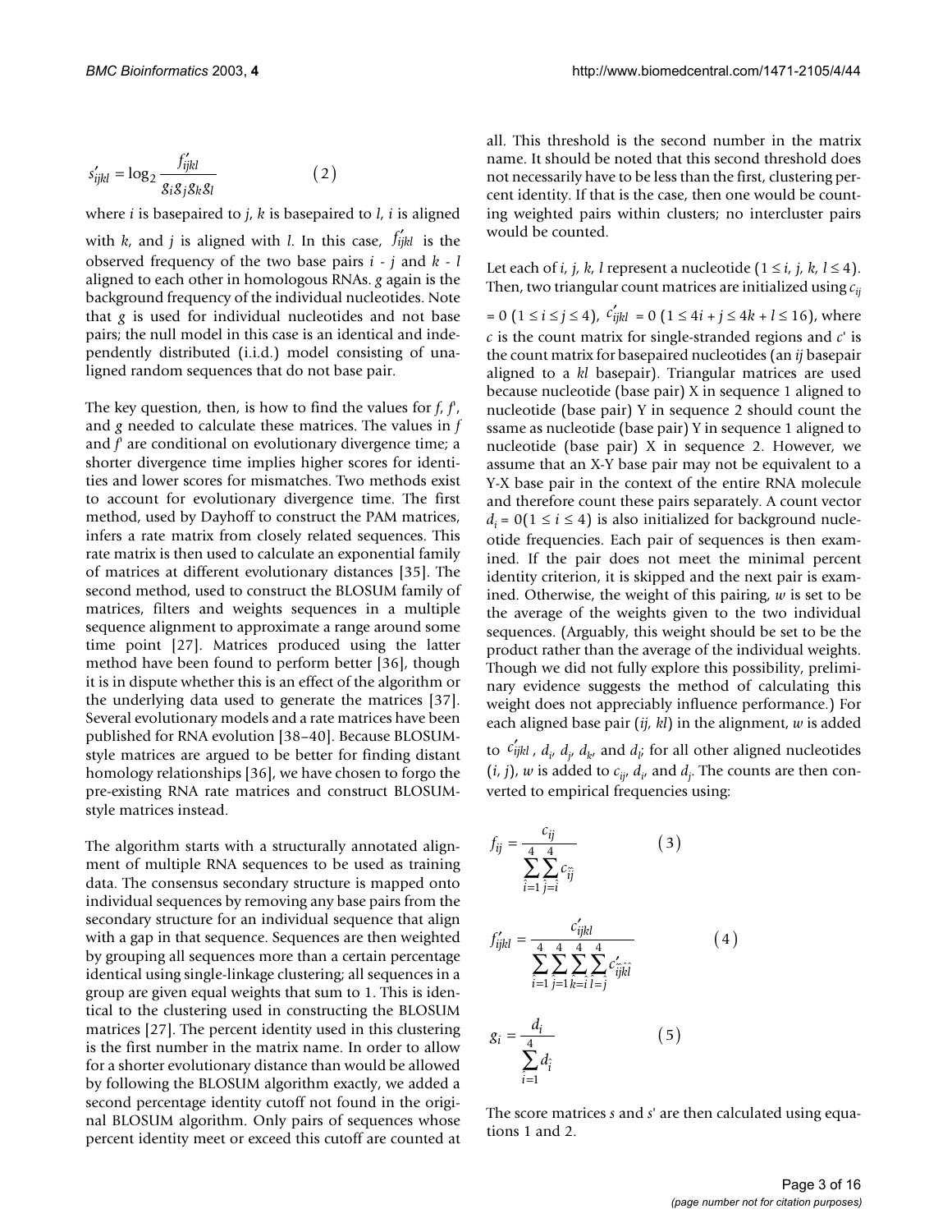$$s'_{ijkl} = \log_2 \frac{f'_{ijkl}}{g_i g_j g_k g_l} \qquad (2)$$

where $i$ is basepaired to $j$, $k$ is basepaired to $l$, $i$ is aligned with $k$, and $j$ is aligned with $l$. In this case, $f'_{ijkl}$ is the observed frequency of the two base pairs $i$ - $j$ and $k$ - $l$ aligned to each other in homologous RNAs. $g$ again is the background frequency of the individual nucleotides. Note that $g$ is used for individual nucleotides and not base pairs; the null model in this case is an identical and independently distributed (i.i.d.) model consisting of unaligned random sequences that do not base pair.

The key question, then, is how to find the values for $f$, $f'$, and $g$ needed to calculate these matrices. The values in $f$ and $f'$ are conditional on evolutionary divergence time; a shorter divergence time implies higher scores for identities and lower scores for mismatches. Two methods exist to account for evolutionary divergence time. The first method, used by Dayhoff to construct the PAM matrices, infers a rate matrix from closely related sequences. This rate matrix is then used to calculate an exponential family of matrices at different evolutionary distances [35]. The second method, used to construct the BLOSUM family of matrices, filters and weights sequences in a multiple sequence alignment to approximate a range around some time point [27]. Matrices produced using the latter method have been found to perform better [36], though it is in dispute whether this is an effect of the algorithm or the underlying data used to generate the matrices [37]. Several evolutionary models and a rate matrices have been published for RNA evolution [38–40]. Because BLOSUM-style matrices are argued to be better for finding distant homology relationships [36], we have chosen to forgo the pre-existing RNA rate matrices and construct BLOSUM-style matrices instead.

The algorithm starts with a structurally annotated alignment of multiple RNA sequences to be used as training data. The consensus secondary structure is mapped onto individual sequences by removing any base pairs from the secondary structure for an individual sequence that align with a gap in that sequence. Sequences are then weighted by grouping all sequences more than a certain percentage identical using single-linkage clustering; all sequences in a group are given equal weights that sum to 1. This is identical to the clustering used in constructing the BLOSUM matrices [27]. The percent identity used in this clustering is the first number in the matrix name. In order to allow for a shorter evolutionary distance than would be allowed by following the BLOSUM algorithm exactly, we added a second percentage identity cutoff not found in the original BLOSUM algorithm. Only pairs of sequences whose percent identity meet or exceed this cutoff are counted at all. This threshold is the second number in the matrix name. It should be noted that this second threshold does not necessarily have to be less than the first, clustering percent identity. If that is the case, then one would be counting weighted pairs within clusters; no intercluster pairs would be counted.

Let each of $i$, $j$, $k$, $l$ represent a nucleotide ($1 \le i, j, k, l \le 4$). Then, two triangular count matrices are initialized using $c_{ij} = 0$ ($1 \le i \le j \le 4$), $c'_{ijkl} = 0$ ($1 \le 4i + j \le 4k + l \le 16$), where $c$ is the count matrix for single-stranded regions and $c'$ is the count matrix for basepaired nucleotides (an $ij$ basepair aligned to a $kl$ basepair). Triangular matrices are used because nucleotide (base pair) X in sequence 1 aligned to nucleotide (base pair) Y in sequence 2 should count the ssame as nucleotide (base pair) Y in sequence 1 aligned to nucleotide (base pair) X in sequence 2. However, we assume that an X-Y base pair may not be equivalent to a Y-X base pair in the context of the entire RNA molecule and therefore count these pairs separately. A count vector $d_i = 0 (1 \le i \le 4)$ is also initialized for background nucleotide frequencies. Each pair of sequences is then examined. If the pair does not meet the minimal percent identity criterion, it is skipped and the next pair is examined. Otherwise, the weight of this pairing, $w$ is set to be the average of the weights given to the two individual sequences. (Arguably, this weight should be set to be the product rather than the average of the individual weights. Though we did not fully explore this possibility, preliminary evidence suggests the method of calculating this weight does not appreciably influence performance.) For each aligned base pair ($ij$, $kl$) in the alignment, $w$ is added to $c'_{ijkl}$, $d_i$, $d_j$, $d_k$, and $d_l$; for all other aligned nucleotides ($i$, $j$), $w$ is added to $c_{ij}$, $d_i$, and $d_j$. The counts are then converted to empirical frequencies using:

$$f_{ij} = \frac{c_{ij}}{\sum_{\hat{i}=1}^{4} \sum_{\hat{j}=\hat{i}}^{4} c_{\hat{i}\hat{j}}} \qquad (3)$$

$$f'_{ijkl} = \frac{c'_{ijkl}}{\sum_{\hat{i}=1}^{4} \sum_{\hat{j}=1}^{4} \sum_{\hat{k}=\hat{i}}^{4} \sum_{\hat{l}=\hat{j}}^{4} c'_{\hat{i}\hat{j}\hat{k}\hat{l}}} \qquad (4)$$

$$g_i = \frac{d_i}{\sum_{\hat{i}=1}^{4} d_{\hat{i}}} \qquad (5)$$

The score matrices $s$ and $s'$ are then calculated using equations 1 and 2.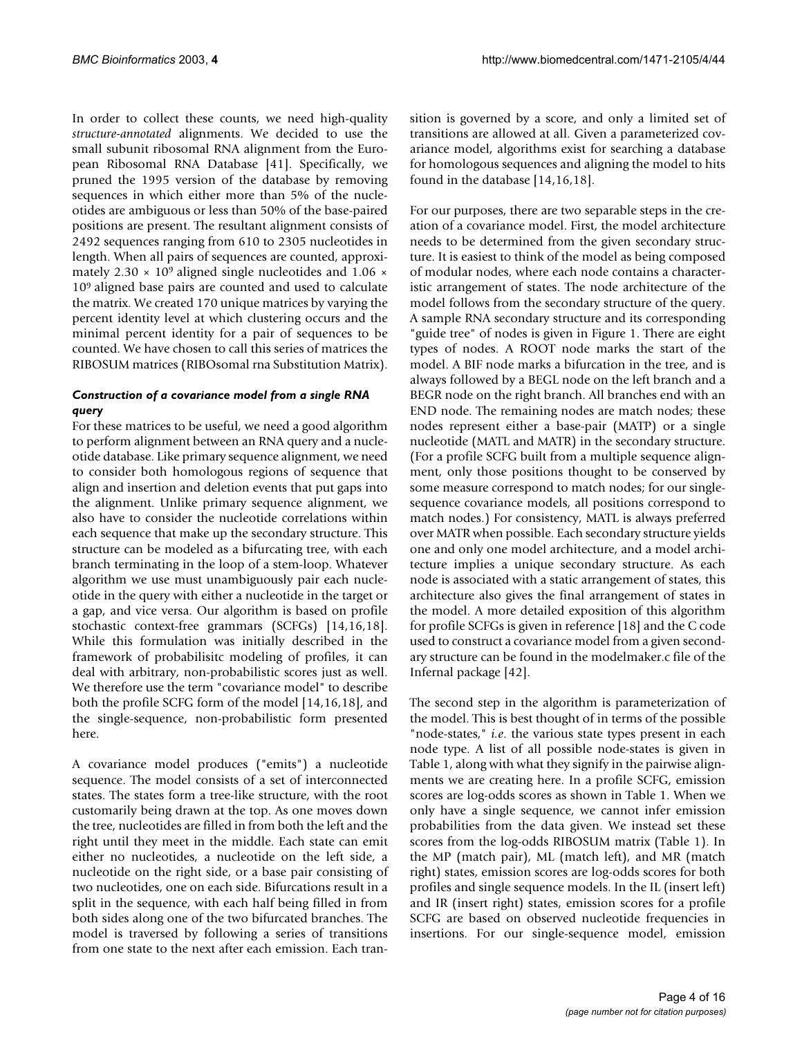In order to collect these counts, we need high-quality *structure-annotated* alignments. We decided to use the small subunit ribosomal RNA alignment from the European Ribosomal RNA Database [41]. Specifically, we pruned the 1995 version of the database by removing sequences in which either more than 5% of the nucleotides are ambiguous or less than 50% of the base-paired positions are present. The resultant alignment consists of 2492 sequences ranging from 610 to 2305 nucleotides in length. When all pairs of sequences are counted, approximately $2.30 \times 10^9$ aligned single nucleotides and $1.06 \times 10^9$ aligned base pairs are counted and used to calculate the matrix. We created 170 unique matrices by varying the percent identity level at which clustering occurs and the minimal percent identity for a pair of sequences to be counted. We have chosen to call this series of matrices the RIBOSUM matrices (RIBOsomal rna Substitution Matrix).

### *Construction of a covariance model from a single RNA query*

For these matrices to be useful, we need a good algorithm to perform alignment between an RNA query and a nucleotide database. Like primary sequence alignment, we need to consider both homologous regions of sequence that align and insertion and deletion events that put gaps into the alignment. Unlike primary sequence alignment, we also have to consider the nucleotide correlations within each sequence that make up the secondary structure. This structure can be modeled as a bifurcating tree, with each branch terminating in the loop of a stem-loop. Whatever algorithm we use must unambiguously pair each nucleotide in the query with either a nucleotide in the target or a gap, and vice versa. Our algorithm is based on profile stochastic context-free grammars (SCFGs) [14,16,18]. While this formulation was initially described in the framework of probabilisitc modeling of profiles, it can deal with arbitrary, non-probabilistic scores just as well. We therefore use the term "covariance model" to describe both the profile SCFG form of the model [14,16,18], and the single-sequence, non-probabilistic form presented here.

A covariance model produces ("emits") a nucleotide sequence. The model consists of a set of interconnected states. The states form a tree-like structure, with the root customarily being drawn at the top. As one moves down the tree, nucleotides are filled in from both the left and the right until they meet in the middle. Each state can emit either no nucleotides, a nucleotide on the left side, a nucleotide on the right side, or a base pair consisting of two nucleotides, one on each side. Bifurcations result in a split in the sequence, with each half being filled in from both sides along one of the two bifurcated branches. The model is traversed by following a series of transitions from one state to the next after each emission. Each transition is governed by a score, and only a limited set of transitions are allowed at all. Given a parameterized covariance model, algorithms exist for searching a database for homologous sequences and aligning the model to hits found in the database [14,16,18].

For our purposes, there are two separable steps in the creation of a covariance model. First, the model architecture needs to be determined from the given secondary structure. It is easiest to think of the model as being composed of modular nodes, where each node contains a characteristic arrangement of states. The node architecture of the model follows from the secondary structure of the query. A sample RNA secondary structure and its corresponding "guide tree" of nodes is given in Figure 1. There are eight types of nodes. A ROOT node marks the start of the model. A BIF node marks a bifurcation in the tree, and is always followed by a BEGL node on the left branch and a BEGR node on the right branch. All branches end with an END node. The remaining nodes are match nodes; these nodes represent either a base-pair (MATP) or a single nucleotide (MATL and MATR) in the secondary structure. (For a profile SCFG built from a multiple sequence alignment, only those positions thought to be conserved by some measure correspond to match nodes; for our single-sequence covariance models, all positions correspond to match nodes.) For consistency, MATL is always preferred over MATR when possible. Each secondary structure yields one and only one model architecture, and a model architecture implies a unique secondary structure. As each node is associated with a static arrangement of states, this architecture also gives the final arrangement of states in the model. A more detailed exposition of this algorithm for profile SCFGs is given in reference [18] and the C code used to construct a covariance model from a given secondary structure can be found in the modelmaker.c file of the Infernal package [42].

The second step in the algorithm is parameterization of the model. This is best thought of in terms of the possible "node-states," *i.e.* the various state types present in each node type. A list of all possible node-states is given in Table 1, along with what they signify in the pairwise alignments we are creating here. In a profile SCFG, emission scores are log-odds scores as shown in Table 1. When we only have a single sequence, we cannot infer emission probabilities from the data given. We instead set these scores from the log-odds RIBOSUM matrix (Table 1). In the MP (match pair), ML (match left), and MR (match right) states, emission scores are log-odds scores for both profiles and single sequence models. In the IL (insert left) and IR (insert right) states, emission scores for a profile SCFG are based on observed nucleotide frequencies in insertions. For our single-sequence model, emission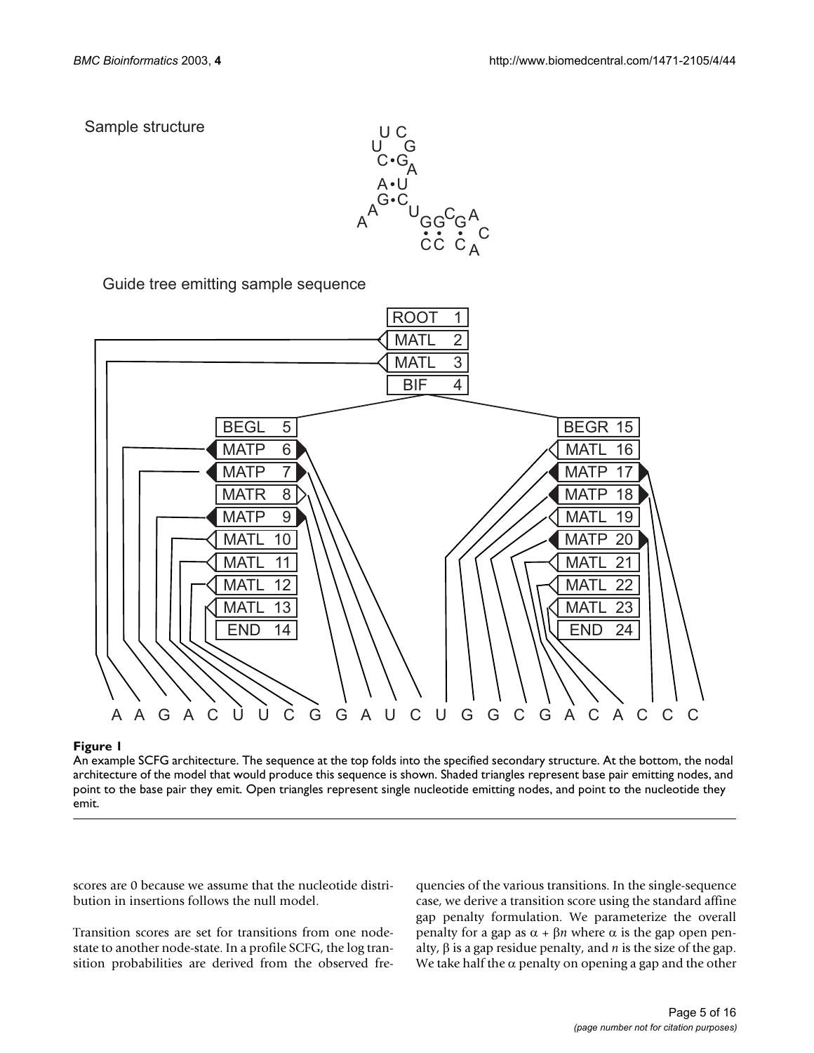Sample structure

Guide tree emitting sample sequence

**Figure 1**
An example SCFG architecture. The sequence at the top folds into the specified secondary structure. At the bottom, the nodal architecture of the model that would produce this sequence is shown. Shaded triangles represent base pair emitting nodes, and point to the base pair they emit. Open triangles represent single nucleotide emitting nodes, and point to the nucleotide they emit.

scores are 0 because we assume that the nucleotide distribution in insertions follows the null model.

Transition scores are set for transitions from one node-state to another node-state. In a profile SCFG, the log transition probabilities are derived from the observed frequencies of the various transitions. In the single-sequence case, we derive a transition score using the standard affine gap penalty formulation. We parameterize the overall penalty for a gap as $\alpha + \beta n$ where $\alpha$ is the gap open penalty, $\beta$ is a gap residue penalty, and $n$ is the size of the gap. We take half the $\alpha$ penalty on opening a gap and the other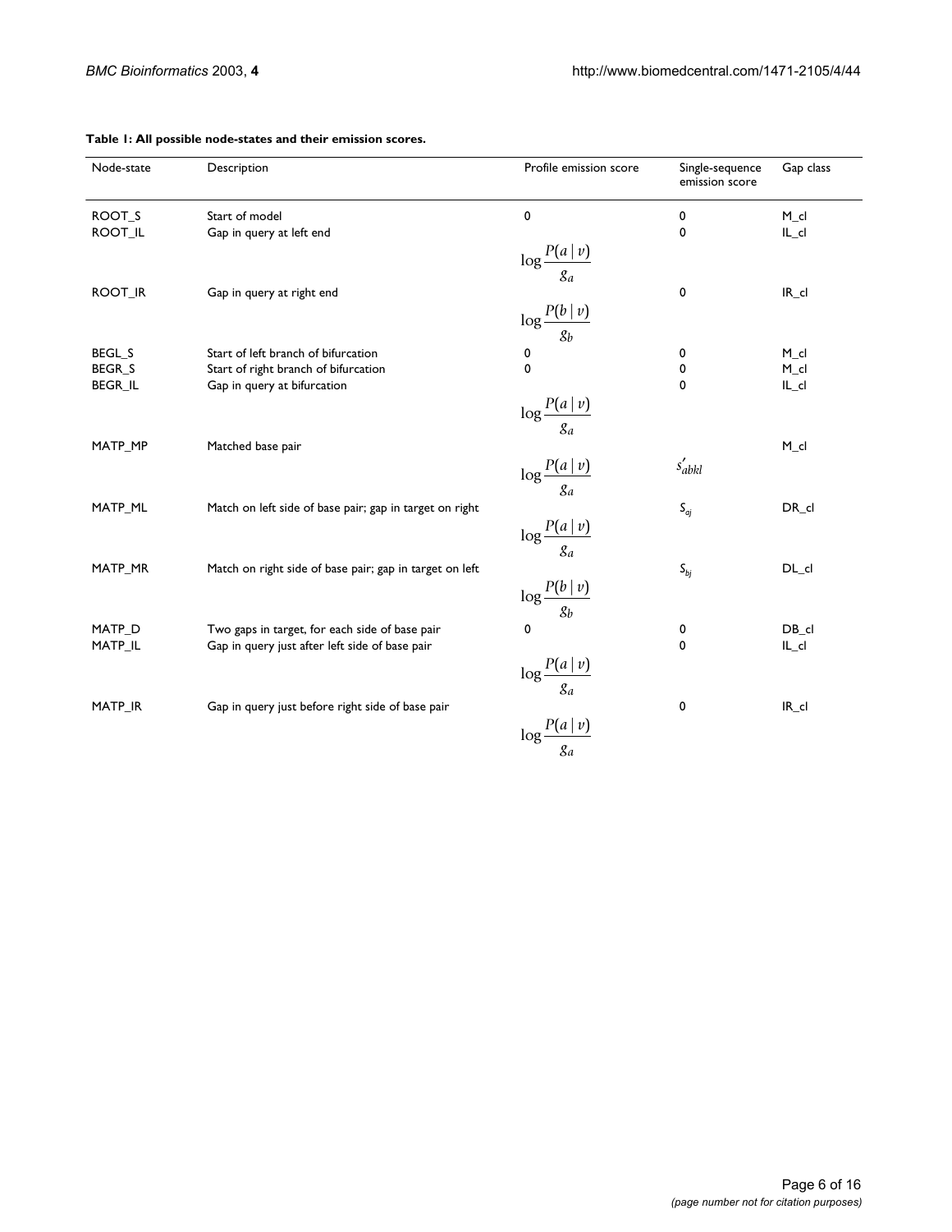**Table 1: All possible node-states and their emission scores.**

| Node-state | Description | Profile emission score | Single-sequence emission score | Gap class |
| --- | --- | --- | --- | --- |
| ROOT_S | Start of model | 0 | 0 | M_cl |
| ROOT_IL | Gap in query at left end | $\log \frac{P(a \mid v)}{g_a}$ | 0 | IL_cl |
| ROOT_IR | Gap in query at right end | $\log \frac{P(b \mid v)}{g_b}$ | 0 | IR_cl |
| BEGL_S | Start of left branch of bifurcation | 0 | 0 | M_cl |
| BEGR_S | Start of right branch of bifurcation | 0 | 0 | M_cl |
| BEGR_IL | Gap in query at bifurcation | $\log \frac{P(a \mid v)}{g_a}$ | 0 | IL_cl |
| MATP_MP | Matched base pair | $\log \frac{P(a \mid v)}{g_a}$ | $s'_{abkl}$ | M_cl |
| MATP_ML | Match on left side of base pair; gap in target on right | $\log \frac{P(a \mid v)}{g_a}$ | $S_{aj}$ | DR_cl |
| MATP_MR | Match on right side of base pair; gap in target on left | $\log \frac{P(b \mid v)}{g_b}$ | $S_{bj}$ | DL_cl |
| MATP_D | Two gaps in target, for each side of base pair | 0 | 0 | DB_cl |
| MATP_IL | Gap in query just after left side of base pair | $\log \frac{P(a \mid v)}{g_a}$ | 0 | IL_cl |
| MATP_IR | Gap in query just before right side of base pair | $\log \frac{P(a \mid v)}{g_a}$ | 0 | IR_cl |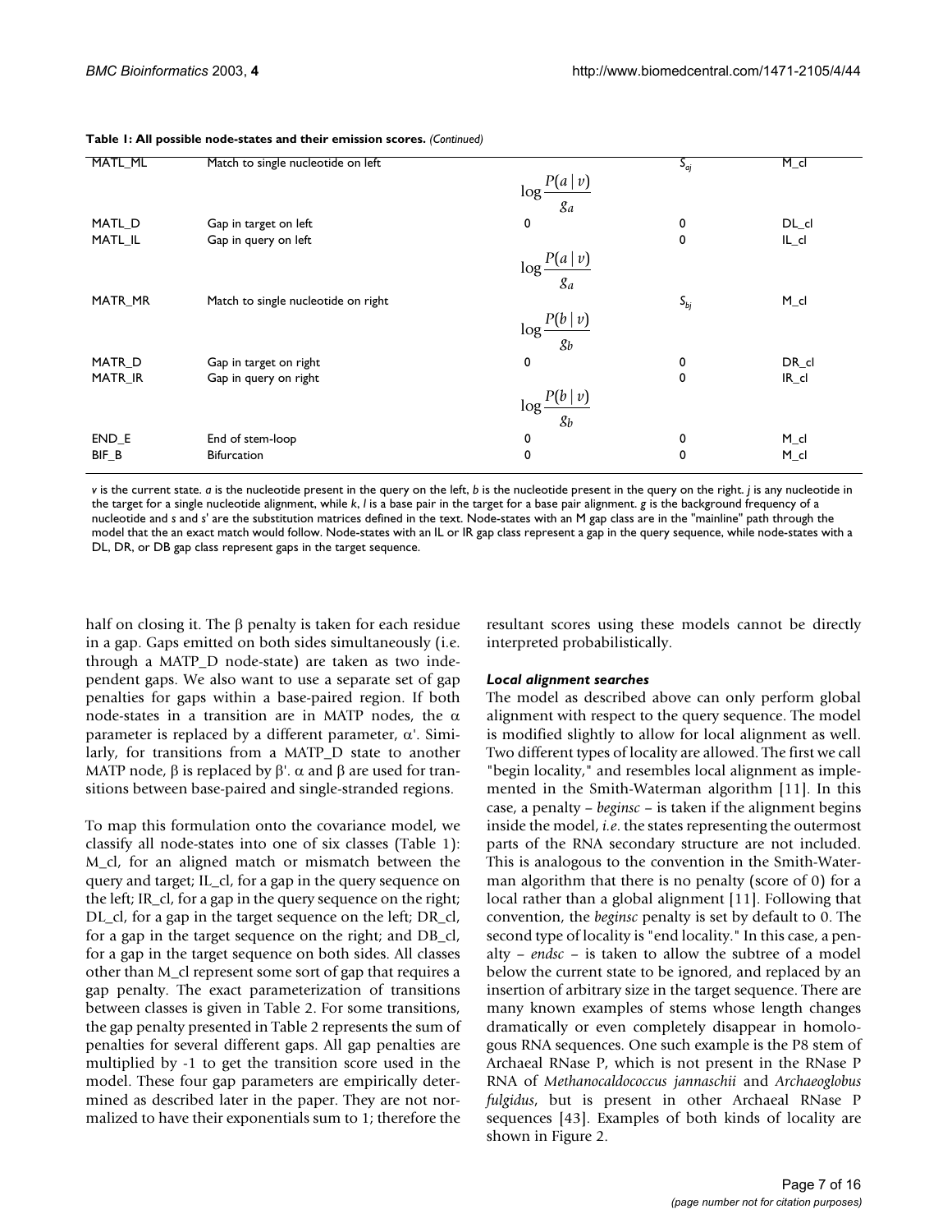**Table 1: All possible node-states and their emission scores.** *(Continued)*

| | | | | |
|---|---|---|---|---|
| MATL_ML | Match to single nucleotide on left | $\log \frac{P(a \mid v)}{g_a}$ | $S_{aj}$ | M_cl |
| MATL_D | Gap in target on left | 0 | 0 | DL_cl |
| MATL_IL | Gap in query on left | $\log \frac{P(a \mid v)}{g_a}$ | 0 | IL_cl |
| MATR_MR | Match to single nucleotide on right | $\log \frac{P(b \mid v)}{g_b}$ | $S_{bj}$ | M_cl |
| MATR_D | Gap in target on right | 0 | 0 | DR_cl |
| MATR_IR | Gap in query on right | $\log \frac{P(b \mid v)}{g_b}$ | 0 | IR_cl |
| END_E | End of stem-loop | 0 | 0 | M_cl |
| BIF_B | Bifurcation | 0 | 0 | M_cl |

*v* is the current state. *a* is the nucleotide present in the query on the left, *b* is the nucleotide present in the query on the right. *j* is any nucleotide in the target for a single nucleotide alignment, while *k*, *l* is a base pair in the target for a base pair alignment. *g* is the background frequency of a nucleotide and *s* and *s*' are the substitution matrices defined in the text. Node-states with an M gap class are in the "mainline" path through the model that the an exact match would follow. Node-states with an IL or IR gap class represent a gap in the query sequence, while node-states with a DL, DR, or DB gap class represent gaps in the target sequence.

half on closing it. The $\beta$ penalty is taken for each residue in a gap. Gaps emitted on both sides simultaneously (i.e. through a MATP_D node-state) are taken as two independent gaps. We also want to use a separate set of gap penalties for gaps within a base-paired region. If both node-states in a transition are in MATP nodes, the $\alpha$ parameter is replaced by a different parameter, $\alpha'$. Similarly, for transitions from a MATP_D state to another MATP node, $\beta$ is replaced by $\beta'$. $\alpha$ and $\beta$ are used for transitions between base-paired and single-stranded regions.

To map this formulation onto the covariance model, we classify all node-states into one of six classes (Table 1): M_cl, for an aligned match or mismatch between the query and target; IL_cl, for a gap in the query sequence on the left; IR_cl, for a gap in the query sequence on the right; DL_cl, for a gap in the target sequence on the left; DR_cl, for a gap in the target sequence on the right; and DB_cl, for a gap in the target sequence on both sides. All classes other than M_cl represent some sort of gap that requires a gap penalty. The exact parameterization of transitions between classes is given in Table 2. For some transitions, the gap penalty presented in Table 2 represents the sum of penalties for several different gaps. All gap penalties are multiplied by -1 to get the transition score used in the model. These four gap parameters are empirically determined as described later in the paper. They are not normalized to have their exponentials sum to 1; therefore the resultant scores using these models cannot be directly interpreted probabilistically.

### *Local alignment searches*

The model as described above can only perform global alignment with respect to the query sequence. The model is modified slightly to allow for local alignment as well. Two different types of locality are allowed. The first we call "begin locality," and resembles local alignment as implemented in the Smith-Waterman algorithm [11]. In this case, a penalty – *beginsc* – is taken if the alignment begins inside the model, *i.e.* the states representing the outermost parts of the RNA secondary structure are not included. This is analogous to the convention in the Smith-Waterman algorithm that there is no penalty (score of 0) for a local rather than a global alignment [11]. Following that convention, the *beginsc* penalty is set by default to 0. The second type of locality is "end locality." In this case, a penalty – *endsc* – is taken to allow the subtree of a model below the current state to be ignored, and replaced by an insertion of arbitrary size in the target sequence. There are many known examples of stems whose length changes dramatically or even completely disappear in homologous RNA sequences. One such example is the P8 stem of Archaeal RNase P, which is not present in the RNase P RNA of *Methanocaldococcus jannaschii* and *Archaeoglobus fulgidus*, but is present in other Archaeal RNase P sequences [43]. Examples of both kinds of locality are shown in Figure 2.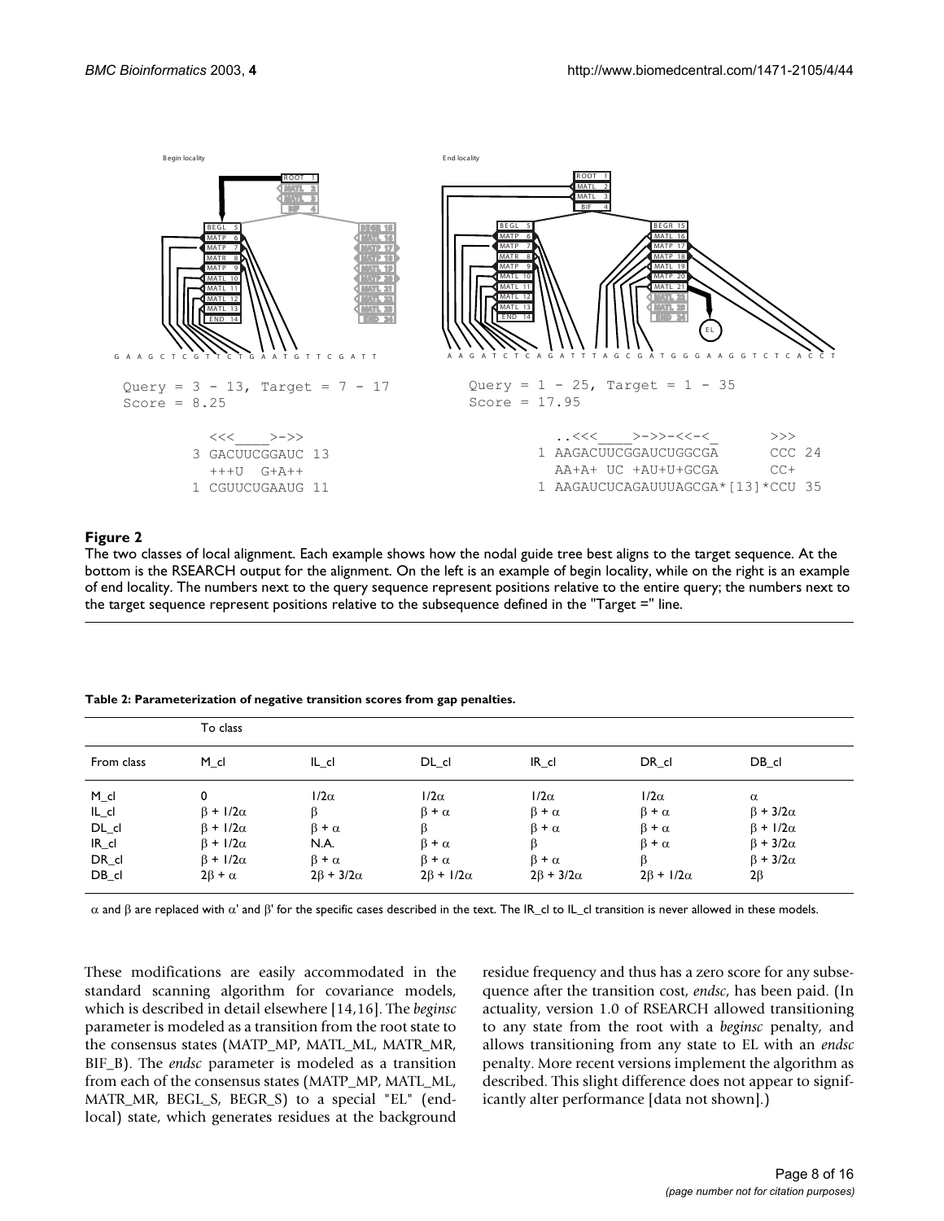Begin locality

End locality

```
Query = 3 - 13, Target = 7 - 17
Score = 8.25

     <<<_____>->>
   3 GACUUCGGAUC 13
     +++U  G+A++
   1 CGUUCUGAAUG 11
```

```
Query = 1 - 25, Target = 1 - 35
Score = 17.95

     ..<<<_____>->>-<<-<_       >>>
   1 AAGACUUCGGAUCUGGCGA       CCC 24
     AA+A+ UC +AU+U+GCGA       CC+
   1 AAGAUCUCAGAUUUAGCGA*[13]*CCU 35
```

## Figure 2

The two classes of local alignment. Each example shows how the nodal guide tree best aligns to the target sequence. At the bottom is the RSEARCH output for the alignment. On the left is an example of begin locality, while on the right is an example of end locality. The numbers next to the query sequence represent positions relative to the entire query; the numbers next to the target sequence represent positions relative to the subsequence defined in the "Target =" line.

**Table 2: Parameterization of negative transition scores from gap penalties.**

| | To class | | | | | |
|---|---|---|---|---|---|---|
| From class | M_cl | IL_cl | DL_cl | IR_cl | DR_cl | DB_cl |
| M_cl | 0 | $1/2\alpha$ | $1/2\alpha$ | $1/2\alpha$ | $1/2\alpha$ | $\alpha$ |
| IL_cl | $\beta + 1/2\alpha$ | $\beta$ | $\beta + \alpha$ | $\beta + \alpha$ | $\beta + \alpha$ | $\beta + 3/2\alpha$ |
| DL_cl | $\beta + 1/2\alpha$ | $\beta + \alpha$ | $\beta$ | $\beta + \alpha$ | $\beta + \alpha$ | $\beta + 1/2\alpha$ |
| IR_cl | $\beta + 1/2\alpha$ | N.A. | $\beta + \alpha$ | $\beta$ | $\beta + \alpha$ | $\beta + 3/2\alpha$ |
| DR_cl | $\beta + 1/2\alpha$ | $\beta + \alpha$ | $\beta + \alpha$ | $\beta + \alpha$ | $\beta$ | $\beta + 3/2\alpha$ |
| DB_cl | $2\beta + \alpha$ | $2\beta + 3/2\alpha$ | $2\beta + 1/2\alpha$ | $2\beta + 3/2\alpha$ | $2\beta + 1/2\alpha$ | $2\beta$ |

$\alpha$ and $\beta$ are replaced with $\alpha'$ and $\beta'$ for the specific cases described in the text. The IR_cl to IL_cl transition is never allowed in these models.

These modifications are easily accommodated in the standard scanning algorithm for covariance models, which is described in detail elsewhere [14,16]. The *beginsc* parameter is modeled as a transition from the root state to the consensus states (MATP_MP, MATL_ML, MATR_MR, BIF_B). The *endsc* parameter is modeled as a transition from each of the consensus states (MATP_MP, MATL_ML, MATR_MR, BEGL_S, BEGR_S) to a special "EL" (end-local) state, which generates residues at the background residue frequency and thus has a zero score for any subsequence after the transition cost, *endsc*, has been paid. (In actuality, version 1.0 of RSEARCH allowed transitioning to any state from the root with a *beginsc* penalty, and allows transitioning from any state to EL with an *endsc* penalty. More recent versions implement the algorithm as described. This slight difference does not appear to significantly alter performance [data not shown].)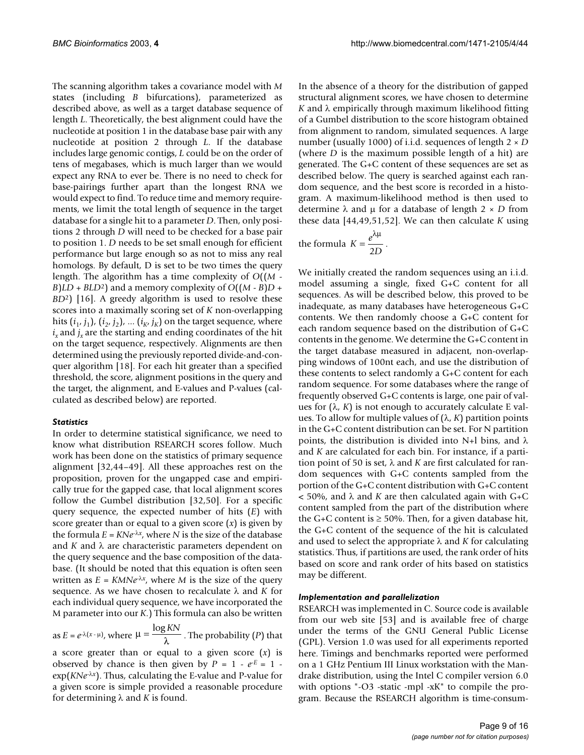The scanning algorithm takes a covariance model with $M$ states (including $B$ bifurcations), parameterized as described above, as well as a target database sequence of length $L$. Theoretically, the best alignment could have the nucleotide at position 1 in the database base pair with any nucleotide at position 2 through $L$. If the database includes large genomic contigs, $L$ could be on the order of tens of megabases, which is much larger than we would expect any RNA to ever be. There is no need to check for base-pairings further apart than the longest RNA we would expect to find. To reduce time and memory requirements, we limit the total length of sequence in the target database for a single hit to a parameter $D$. Then, only positions 2 through $D$ will need to be checked for a base pair to position 1. $D$ needs to be set small enough for efficient performance but large enough so as not to miss any real homologs. By default, D is set to be two times the query length. The algorithm has a time complexity of $O((M - B)LD + BLD^2)$ and a memory complexity of $O((M - B)D + BD^2)$ [16]. A greedy algorithm is used to resolve these scores into a maximally scoring set of $K$ non-overlapping hits $(i_1, j_1)$, $(i_2, j_2)$, ... $(i_K, j_K)$ on the target sequence, where $i_x$ and $j_x$ are the starting and ending coordinates of the hit on the target sequence, respectively. Alignments are then determined using the previously reported divide-and-conquer algorithm [18]. For each hit greater than a specified threshold, the score, alignment positions in the query and the target, the alignment, and E-values and P-values (calculated as described below) are reported.

### *Statistics*

In order to determine statistical significance, we need to know what distribution RSEARCH scores follow. Much work has been done on the statistics of primary sequence alignment [32,44–49]. All these approaches rest on the proposition, proven for the ungapped case and empirically true for the gapped case, that local alignment scores follow the Gumbel distribution [32,50]. For a specific query sequence, the expected number of hits ($E$) with score greater than or equal to a given score ($x$) is given by the formula $E = KNe^{-\lambda x}$, where $N$ is the size of the database and $K$ and $\lambda$ are characteristic parameters dependent on the query sequence and the base composition of the database. (It should be noted that this equation is often seen written as $E = KMNe^{-\lambda x}$, where $M$ is the size of the query sequence. As we have chosen to recalculate $\lambda$ and $K$ for each individual query sequence, we have incorporated the M parameter into our $K$.) This formula can also be written as $E = e^{-\lambda(x - \mu)}$, where $\mu = \dfrac{\log KN}{\lambda}$. The probability ($P$) that a score greater than or equal to a given score ($x$) is observed by chance is then given by $P = 1 - e^{-E} = 1 - \exp(KNe^{-\lambda x})$. Thus, calculating the E-value and P-value for a given score is simple provided a reasonable procedure for determining $\lambda$ and $K$ is found.

In the absence of a theory for the distribution of gapped structural alignment scores, we have chosen to determine $K$ and $\lambda$ empirically through maximum likelihood fitting of a Gumbel distribution to the score histogram obtained from alignment to random, simulated sequences. A large number (usually 1000) of i.i.d. sequences of length $2 \times D$ (where $D$ is the maximum possible length of a hit) are generated. The G+C content of these sequences are set as described below. The query is searched against each random sequence, and the best score is recorded in a histogram. A maximum-likelihood method is then used to determine $\lambda$ and $\mu$ for a database of length $2 \times D$ from these data [44,49,51,52]. We can then calculate $K$ using the formula $K = \dfrac{e^{\lambda\mu}}{2D}$.

We initially created the random sequences using an i.i.d. model assuming a single, fixed G+C content for all sequences. As will be described below, this proved to be inadequate, as many databases have heterogeneous G+C contents. We then randomly choose a G+C content for each random sequence based on the distribution of G+C contents in the genome. We determine the G+C content in the target database measured in adjacent, non-overlapping windows of 100nt each, and use the distribution of these contents to select randomly a G+C content for each random sequence. For some databases where the range of frequently observed G+C contents is large, one pair of values for $(\lambda, K)$ is not enough to accurately calculate E values. To allow for multiple values of $(\lambda, K)$ partition points in the G+C content distribution can be set. For N partition points, the distribution is divided into N+l bins, and $\lambda$ and $K$ are calculated for each bin. For instance, if a partition point of 50 is set, $\lambda$ and $K$ are first calculated for random sequences with G+C contents sampled from the portion of the G+C content distribution with G+C content < 50%, and $\lambda$ and $K$ are then calculated again with G+C content sampled from the part of the distribution where the G+C content is ≥ 50%. Then, for a given database hit, the G+C content of the sequence of the hit is calculated and used to select the appropriate $\lambda$ and $K$ for calculating statistics. Thus, if partitions are used, the rank order of hits based on score and rank order of hits based on statistics may be different.

### *Implementation and parallelization*

RSEARCH was implemented in C. Source code is available from our web site [53] and is available free of charge under the terms of the GNU General Public License (GPL). Version 1.0 was used for all experiments reported here. Timings and benchmarks reported were performed on a 1 GHz Pentium III Linux workstation with the Mandrake distribution, using the Intel C compiler version 6.0 with options "-O3 -static -mpl -xK" to compile the program. Because the RSEARCH algorithm is time-consum-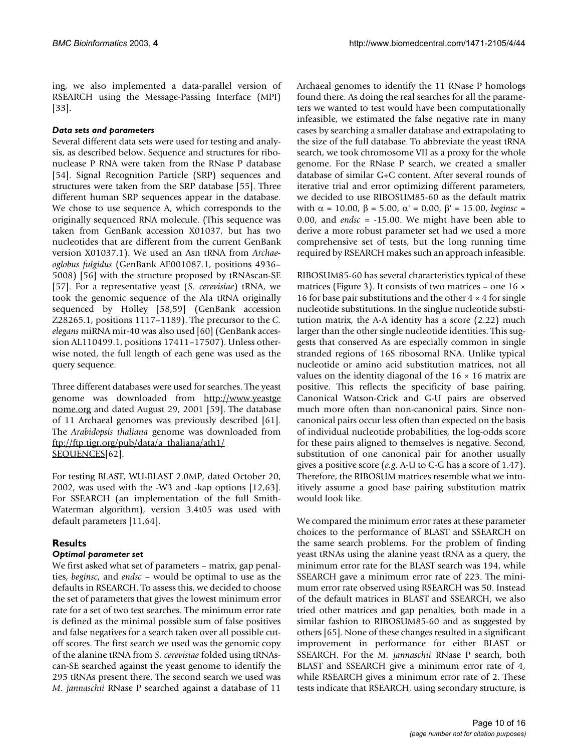ing, we also implemented a data-parallel version of RSEARCH using the Message-Passing Interface (MPI) [33].

### *Data sets and parameters*

Several different data sets were used for testing and analysis, as described below. Sequence and structures for ribonuclease P RNA were taken from the RNase P database [54]. Signal Recognition Particle (SRP) sequences and structures were taken from the SRP database [55]. Three different human SRP sequences appear in the database. We chose to use sequence A, which corresponds to the originally sequenced RNA molecule. (This sequence was taken from GenBank accession X01037, but has two nucleotides that are different from the current GenBank version X01037.1). We used an Asn tRNA from *Archaeoglobus fulgidus* (GenBank AE001087.1, positions 4936–5008) [56] with the structure proposed by tRNAscan-SE [57]. For a representative yeast (*S. cerevisiae*) tRNA, we took the genomic sequence of the Ala tRNA originally sequenced by Holley [58,59] (GenBank accession Z28265.1, positions 1117–1189). The precursor to the *C. elegans* miRNA mir-40 was also used [60] (GenBank accession AL110499.1, positions 17411–17507). Unless otherwise noted, the full length of each gene was used as the query sequence.

Three different databases were used for searches. The yeast genome was downloaded from http://www.yeastgenome.org and dated August 29, 2001 [59]. The database of 11 Archaeal genomes was previously described [61]. The *Arabidopsis thaliana* genome was downloaded from ftp://ftp.tigr.org/pub/data/a_thaliana/ath1/SEQUENCES[62].

For testing BLAST, WU-BLAST 2.0MP, dated October 20, 2002, was used with the -W3 and -kap options [12,63]. For SSEARCH (an implementation of the full Smith-Waterman algorithm), version 3.4t05 was used with default parameters [11,64].

## Results

### *Optimal parameter set*

We first asked what set of parameters – matrix, gap penalties, *beginsc*, and *endsc* – would be optimal to use as the defaults in RSEARCH. To assess this, we decided to choose the set of parameters that gives the lowest minimum error rate for a set of two test searches. The minimum error rate is defined as the minimal possible sum of false positives and false negatives for a search taken over all possible cutoff scores. The first search we used was the genomic copy of the alanine tRNA from *S. cerevisiae* folded using tRNAscan-SE searched against the yeast genome to identify the 295 tRNAs present there. The second search we used was *M. jannaschii* RNase P searched against a database of 11 Archaeal genomes to identify the 11 RNase P homologs found there. As doing the real searches for all the parameters we wanted to test would have been computationally infeasible, we estimated the false negative rate in many cases by searching a smaller database and extrapolating to the size of the full database. To abbreviate the yeast tRNA search, we took chromosome VII as a proxy for the whole genome. For the RNase P search, we created a smaller database of similar G+C content. After several rounds of iterative trial and error optimizing different parameters, we decided to use RIBOSUM85-60 as the default matrix with $\alpha$ = 10.00, $\beta$ = 5.00, $\alpha'$ = 0.00, $\beta'$ = 15.00, *beginsc* = 0.00, and *endsc* = -15.00. We might have been able to derive a more robust parameter set had we used a more comprehensive set of tests, but the long running time required by RSEARCH makes such an approach infeasible.

RIBOSUM85-60 has several characteristics typical of these matrices (Figure 3). It consists of two matrices – one $16 \times 16$ for base pair substitutions and the other $4 \times 4$ for single nucleotide substitutions. In the singlue nucleotide substitution matrix, the A-A identity has a score (2.22) much larger than the other single nucleotide identities. This suggests that conserved As are especially common in single stranded regions of 16S ribosomal RNA. Unlike typical nucleotide or amino acid substitution matrices, not all values on the identity diagonal of the $16 \times 16$ matrix are positive. This reflects the specificity of base pairing. Canonical Watson-Crick and G-U pairs are observed much more often than non-canonical pairs. Since non-canonical pairs occur less often than expected on the basis of individual nucleotide probabilities, the log-odds score for these pairs aligned to themselves is negative. Second, substitution of one canonical pair for another usually gives a positive score (*e.g.* A-U to C-G has a score of 1.47). Therefore, the RIBOSUM matrices resemble what we intuitively assume a good base pairing substitution matrix would look like.

We compared the minimum error rates at these parameter choices to the performance of BLAST and SSEARCH on the same search problems. For the problem of finding yeast tRNAs using the alanine yeast tRNA as a query, the minimum error rate for the BLAST search was 194, while SSEARCH gave a minimum error rate of 223. The minimum error rate observed using RSEARCH was 50. Instead of the default matrices in BLAST and SSEARCH, we also tried other matrices and gap penalties, both made in a similar fashion to RIBOSUM85-60 and as suggested by others [65]. None of these changes resulted in a significant improvement in performance for either BLAST or SSEARCH. For the *M. jannaschii* RNase P search, both BLAST and SSEARCH give a minimum error rate of 4, while RSEARCH gives a minimum error rate of 2. These tests indicate that RSEARCH, using secondary structure, is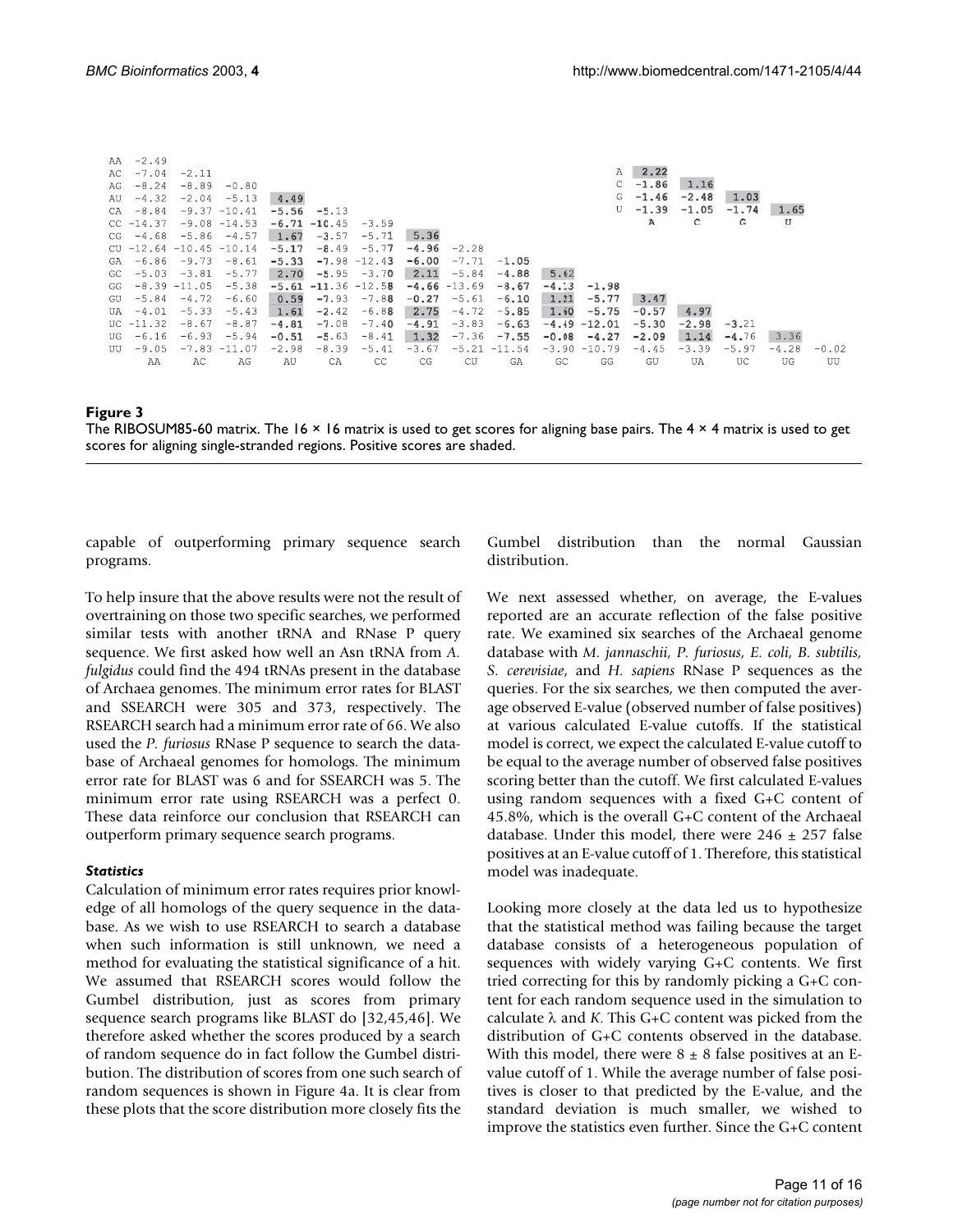|  | AA | AC | AG | AU | CA | CC | CG | CU | GA | GC | GG | GU | UA | UC | UG | UU |
|---|---|---|---|---|---|---|---|---|---|---|---|---|---|---|---|---|
| AA | -2.49 |  |  |  |  |  |  |  |  |  |  |  |  |  |  |  |
| AC | -7.04 | -2.11 |  |  |  |  |  |  |  |  |  |  |  |  |  |  |
| AG | -8.24 | -8.89 | -0.80 |  |  |  |  |  |  |  |  |  |  |  |  |  |
| AU | -4.32 | -2.04 | -5.13 | 4.49 |  |  |  |  |  |  |  |  |  |  |  |  |
| CA | -8.84 | -9.37 | -10.41 | -5.56 | -5.13 |  |  |  |  |  |  |  |  |  |  |  |
| CC | -14.37 | -9.08 | -14.53 | -6.71 | -10.45 | -3.59 |  |  |  |  |  |  |  |  |  |  |
| CG | -4.68 | -5.86 | -4.57 | 1.67 | -3.57 | -5.71 | 5.36 |  |  |  |  |  |  |  |  |  |
| CU | -12.64 | -10.45 | -10.14 | -5.17 | -8.49 | -5.77 | -4.96 | -2.28 |  |  |  |  |  |  |  |  |
| GA | -6.86 | -9.73 | -8.61 | -5.33 | -7.98 | -12.43 | -6.00 | -7.71 | -1.05 |  |  |  |  |  |  |  |
| GC | -5.03 | -3.81 | -5.77 | 2.70 | -5.95 | -3.70 | 2.11 | -5.84 | -4.88 | 5.62 |  |  |  |  |  |  |
| GG | -8.39 | -11.05 | -5.38 | -5.61 | -11.36 | -12.58 | -4.66 | -13.69 | -8.67 | -4.13 | -1.98 |  |  |  |  |  |
| GU | -5.84 | -4.72 | -6.60 | 0.59 | -7.93 | -7.88 | -0.27 | -5.61 | -6.10 | 1.21 | -5.77 | 3.47 |  |  |  |  |
| UA | -4.01 | -5.33 | -5.43 | 1.61 | -2.42 | -6.88 | 2.75 | -4.72 | -5.85 | 1.60 | -5.75 | -0.57 | 4.97 |  |  |  |
| UC | -11.32 | -8.67 | -8.87 | -4.81 | -7.08 | -7.40 | -4.91 | -3.83 | -6.63 | -4.49 | -12.01 | -5.30 | -2.98 | -3.21 |  |  |
| UG | -6.16 | -6.93 | -5.94 | -0.51 | -5.63 | -8.41 | 1.32 | -7.36 | -7.55 | -0.08 | -4.27 | -2.09 | 1.14 | -4.76 | 3.36 |  |
| UU | -9.05 | -7.83 | -11.07 | -2.98 | -8.39 | -5.41 | -3.67 | -5.21 | -11.54 | -3.90 | -10.79 | -4.45 | -3.39 | -5.97 | -4.28 | -0.02 |

|  | A | C | G | U |
|---|---|---|---|---|
| A | 2.22 |  |  |  |
| C | -1.86 | 1.16 |  |  |
| G | -1.46 | -2.48 | 1.03 |  |
| U | -1.39 | -1.05 | -1.74 | 1.65 |

**Figure 3**
The RIBOSUM85-60 matrix. The 16 × 16 matrix is used to get scores for aligning base pairs. The 4 × 4 matrix is used to get scores for aligning single-stranded regions. Positive scores are shaded.

capable of outperforming primary sequence search programs.

To help insure that the above results were not the result of overtraining on those two specific searches, we performed similar tests with another tRNA and RNase P query sequence. We first asked how well an Asn tRNA from *A. fulgidus* could find the 494 tRNAs present in the database of Archaea genomes. The minimum error rates for BLAST and SSEARCH were 305 and 373, respectively. The RSEARCH search had a minimum error rate of 66. We also used the *P. furiosus* RNase P sequence to search the database of Archaeal genomes for homologs. The minimum error rate for BLAST was 6 and for SSEARCH was 5. The minimum error rate using RSEARCH was a perfect 0. These data reinforce our conclusion that RSEARCH can outperform primary sequence search programs.

### *Statistics*

Calculation of minimum error rates requires prior knowledge of all homologs of the query sequence in the database. As we wish to use RSEARCH to search a database when such information is still unknown, we need a method for evaluating the statistical significance of a hit. We assumed that RSEARCH scores would follow the Gumbel distribution, just as scores from primary sequence search programs like BLAST do [32,45,46]. We therefore asked whether the scores produced by a search of random sequence do in fact follow the Gumbel distribution. The distribution of scores from one such search of random sequences is shown in Figure 4a. It is clear from these plots that the score distribution more closely fits the Gumbel distribution than the normal Gaussian distribution.

We next assessed whether, on average, the E-values reported are an accurate reflection of the false positive rate. We examined six searches of the Archaeal genome database with *M. jannaschii, P. furiosus, E. coli, B. subtilis, S. cerevisiae*, and *H. sapiens* RNase P sequences as the queries. For the six searches, we then computed the average observed E-value (observed number of false positives) at various calculated E-value cutoffs. If the statistical model is correct, we expect the calculated E-value cutoff to be equal to the average number of observed false positives scoring better than the cutoff. We first calculated E-values using random sequences with a fixed G+C content of 45.8%, which is the overall G+C content of the Archaeal database. Under this model, there were 246 ± 257 false positives at an E-value cutoff of 1. Therefore, this statistical model was inadequate.

Looking more closely at the data led us to hypothesize that the statistical method was failing because the target database consists of a heterogeneous population of sequences with widely varying G+C contents. We first tried correcting for this by randomly picking a G+C content for each random sequence used in the simulation to calculate $\lambda$ and $K$. This G+C content was picked from the distribution of G+C contents observed in the database. With this model, there were 8 ± 8 false positives at an E-value cutoff of 1. While the average number of false positives is closer to that predicted by the E-value, and the standard deviation is much smaller, we wished to improve the statistics even further. Since the G+C content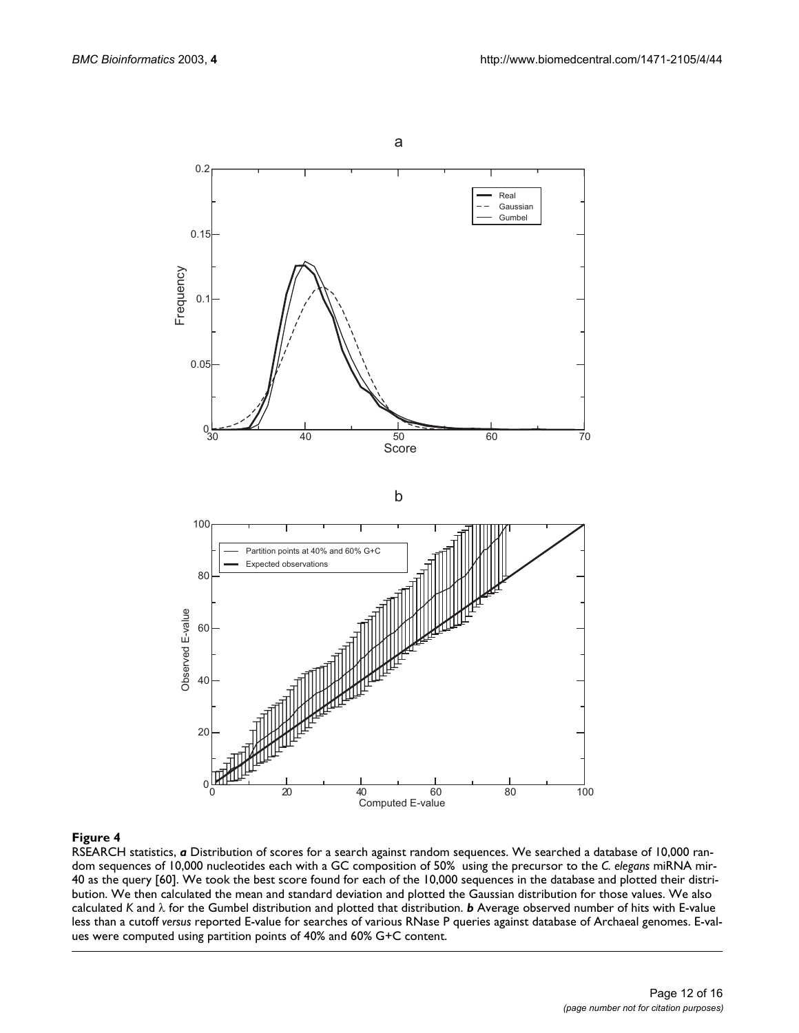**Figure 4**

RSEARCH statistics, ***a*** Distribution of scores for a search against random sequences. We searched a database of 10,000 random sequences of 10,000 nucleotides each with a GC composition of 50% using the precursor to the *C. elegans* miRNA mir-40 as the query [60]. We took the best score found for each of the 10,000 sequences in the database and plotted their distribution. We then calculated the mean and standard deviation and plotted the Gaussian distribution for those values. We also calculated $K$ and $\lambda$ for the Gumbel distribution and plotted that distribution. ***b*** Average observed number of hits with E-value less than a cutoff *versus* reported E-value for searches of various RNase P queries against database of Archaeal genomes. E-values were computed using partition points of 40% and 60% G+C content.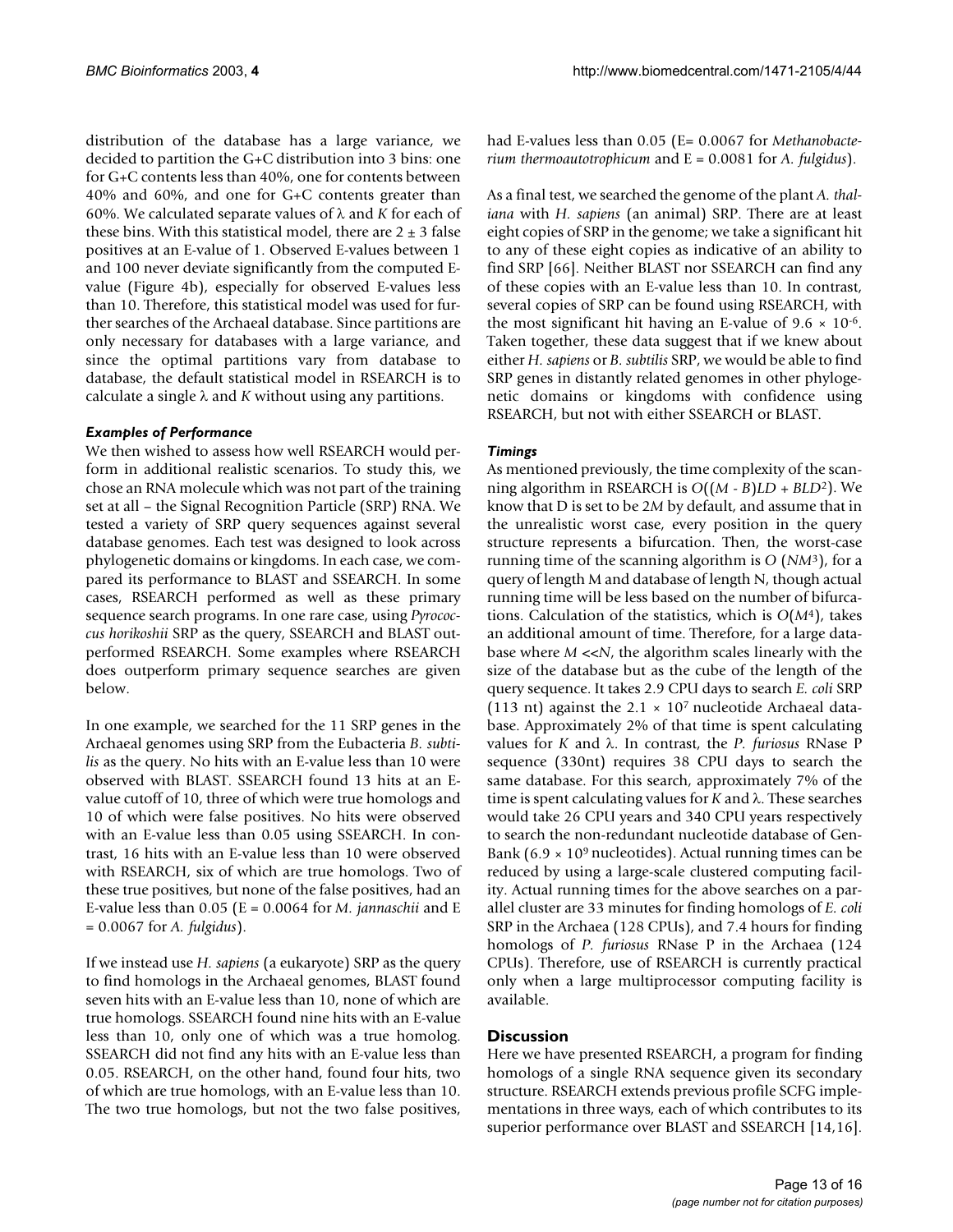distribution of the database has a large variance, we decided to partition the G+C distribution into 3 bins: one for G+C contents less than 40%, one for contents between 40% and 60%, and one for G+C contents greater than 60%. We calculated separate values of $\lambda$ and $K$ for each of these bins. With this statistical model, there are $2 \pm 3$ false positives at an E-value of 1. Observed E-values between 1 and 100 never deviate significantly from the computed E-value (Figure 4b), especially for observed E-values less than 10. Therefore, this statistical model was used for further searches of the Archaeal database. Since partitions are only necessary for databases with a large variance, and since the optimal partitions vary from database to database, the default statistical model in RSEARCH is to calculate a single $\lambda$ and $K$ without using any partitions.

### *Examples of Performance*

We then wished to assess how well RSEARCH would perform in additional realistic scenarios. To study this, we chose an RNA molecule which was not part of the training set at all – the Signal Recognition Particle (SRP) RNA. We tested a variety of SRP query sequences against several database genomes. Each test was designed to look across phylogenetic domains or kingdoms. In each case, we compared its performance to BLAST and SSEARCH. In some cases, RSEARCH performed as well as these primary sequence search programs. In one rare case, using *Pyrococcus horikoshii* SRP as the query, SSEARCH and BLAST outperformed RSEARCH. Some examples where RSEARCH does outperform primary sequence searches are given below.

In one example, we searched for the 11 SRP genes in the Archaeal genomes using SRP from the Eubacteria *B. subtilis* as the query. No hits with an E-value less than 10 were observed with BLAST. SSEARCH found 13 hits at an E-value cutoff of 10, three of which were true homologs and 10 of which were false positives. No hits were observed with an E-value less than 0.05 using SSEARCH. In contrast, 16 hits with an E-value less than 10 were observed with RSEARCH, six of which are true homologs. Two of these true positives, but none of the false positives, had an E-value less than 0.05 (E = 0.0064 for *M. jannaschii* and E = 0.0067 for *A. fulgidus*).

If we instead use *H. sapiens* (a eukaryote) SRP as the query to find homologs in the Archaeal genomes, BLAST found seven hits with an E-value less than 10, none of which are true homologs. SSEARCH found nine hits with an E-value less than 10, only one of which was a true homolog. SSEARCH did not find any hits with an E-value less than 0.05. RSEARCH, on the other hand, found four hits, two of which are true homologs, with an E-value less than 10. The two true homologs, but not the two false positives, had E-values less than 0.05 (E= 0.0067 for *Methanobacterium thermoautotrophicum* and E = 0.0081 for *A. fulgidus*).

As a final test, we searched the genome of the plant *A. thaliana* with *H. sapiens* (an animal) SRP. There are at least eight copies of SRP in the genome; we take a significant hit to any of these eight copies as indicative of an ability to find SRP [66]. Neither BLAST nor SSEARCH can find any of these copies with an E-value less than 10. In contrast, several copies of SRP can be found using RSEARCH, with the most significant hit having an E-value of $9.6 \times 10^{-6}$. Taken together, these data suggest that if we knew about either *H. sapiens* or *B. subtilis* SRP, we would be able to find SRP genes in distantly related genomes in other phylogenetic domains or kingdoms with confidence using RSEARCH, but not with either SSEARCH or BLAST.

### *Timings*

As mentioned previously, the time complexity of the scanning algorithm in RSEARCH is $O((M - B)LD + BLD^2)$. We know that D is set to be $2M$ by default, and assume that in the unrealistic worst case, every position in the query structure represents a bifurcation. Then, the worst-case running time of the scanning algorithm is $O(NM^3)$, for a query of length M and database of length N, though actual running time will be less based on the number of bifurcations. Calculation of the statistics, which is $O(M^4)$, takes an additional amount of time. Therefore, for a large database where $M << N$, the algorithm scales linearly with the size of the database but as the cube of the length of the query sequence. It takes 2.9 CPU days to search *E. coli* SRP (113 nt) against the $2.1 \times 10^7$ nucleotide Archaeal database. Approximately 2% of that time is spent calculating values for $K$ and $\lambda$. In contrast, the *P. furiosus* RNase P sequence (330nt) requires 38 CPU days to search the same database. For this search, approximately 7% of the time is spent calculating values for $K$ and $\lambda$. These searches would take 26 CPU years and 340 CPU years respectively to search the non-redundant nucleotide database of GenBank ($6.9 \times 10^9$ nucleotides). Actual running times can be reduced by using a large-scale clustered computing facility. Actual running times for the above searches on a parallel cluster are 33 minutes for finding homologs of *E. coli* SRP in the Archaea (128 CPUs), and 7.4 hours for finding homologs of *P. furiosus* RNase P in the Archaea (124 CPUs). Therefore, use of RSEARCH is currently practical only when a large multiprocessor computing facility is available.

## Discussion

Here we have presented RSEARCH, a program for finding homologs of a single RNA sequence given its secondary structure. RSEARCH extends previous profile SCFG implementations in three ways, each of which contributes to its superior performance over BLAST and SSEARCH [14,16].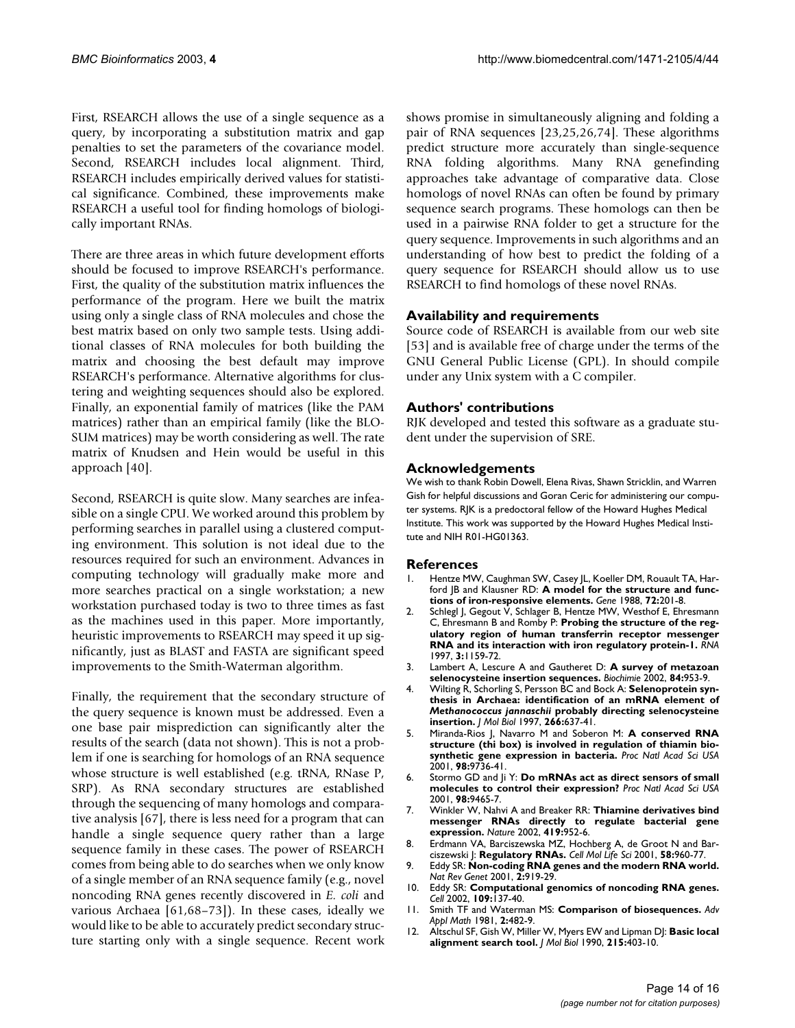First, RSEARCH allows the use of a single sequence as a query, by incorporating a substitution matrix and gap penalties to set the parameters of the covariance model. Second, RSEARCH includes local alignment. Third, RSEARCH includes empirically derived values for statistical significance. Combined, these improvements make RSEARCH a useful tool for finding homologs of biologically important RNAs.

There are three areas in which future development efforts should be focused to improve RSEARCH's performance. First, the quality of the substitution matrix influences the performance of the program. Here we built the matrix using only a single class of RNA molecules and chose the best matrix based on only two sample tests. Using additional classes of RNA molecules for both building the matrix and choosing the best default may improve RSEARCH's performance. Alternative algorithms for clustering and weighting sequences should also be explored. Finally, an exponential family of matrices (like the PAM matrices) rather than an empirical family (like the BLOSUM matrices) may be worth considering as well. The rate matrix of Knudsen and Hein would be useful in this approach [40].

Second, RSEARCH is quite slow. Many searches are infeasible on a single CPU. We worked around this problem by performing searches in parallel using a clustered computing environment. This solution is not ideal due to the resources required for such an environment. Advances in computing technology will gradually make more and more searches practical on a single workstation; a new workstation purchased today is two to three times as fast as the machines used in this paper. More importantly, heuristic improvements to RSEARCH may speed it up significantly, just as BLAST and FASTA are significant speed improvements to the Smith-Waterman algorithm.

Finally, the requirement that the secondary structure of the query sequence is known must be addressed. Even a one base pair misprediction can significantly alter the results of the search (data not shown). This is not a problem if one is searching for homologs of an RNA sequence whose structure is well established (e.g. tRNA, RNase P, SRP). As RNA secondary structures are established through the sequencing of many homologs and comparative analysis [67], there is less need for a program that can handle a single sequence query rather than a large sequence family in these cases. The power of RSEARCH comes from being able to do searches when we only know of a single member of an RNA sequence family (e.g., novel noncoding RNA genes recently discovered in *E. coli* and various Archaea [61,68–73]). In these cases, ideally we would like to be able to accurately predict secondary structure starting only with a single sequence. Recent work shows promise in simultaneously aligning and folding a pair of RNA sequences [23,25,26,74]. These algorithms predict structure more accurately than single-sequence RNA folding algorithms. Many RNA genefinding approaches take advantage of comparative data. Close homologs of novel RNAs can often be found by primary sequence search programs. These homologs can then be used in a pairwise RNA folder to get a structure for the query sequence. Improvements in such algorithms and an understanding of how best to predict the folding of a query sequence for RSEARCH should allow us to use RSEARCH to find homologs of these novel RNAs.

## Availability and requirements

Source code of RSEARCH is available from our web site [53] and is available free of charge under the terms of the GNU General Public License (GPL). In should compile under any Unix system with a C compiler.

## Authors' contributions

RJK developed and tested this software as a graduate student under the supervision of SRE.

## Acknowledgements

We wish to thank Robin Dowell, Elena Rivas, Shawn Stricklin, and Warren Gish for helpful discussions and Goran Ceric for administering our computer systems. RJK is a predoctoral fellow of the Howard Hughes Medical Institute. This work was supported by the Howard Hughes Medical Institute and NIH R01-HG01363.

## References

1. Hentze MW, Caughman SW, Casey JL, Koeller DM, Rouault TA, Harford JB and Klausner RD: **A model for the structure and functions of iron-responsive elements.** *Gene* 1988, **72:**201-8.
2. Schlegl J, Gegout V, Schlager B, Hentze MW, Westhof E, Ehresmann C, Ehresmann B and Romby P: **Probing the structure of the regulatory region of human transferrin receptor messenger RNA and its interaction with iron regulatory protein-1.** *RNA* 1997, **3:**1159-72.
3. Lambert A, Lescure A and Gautheret D: **A survey of metazoan selenocysteine insertion sequences.** *Biochimie* 2002, **84:**953-9.
4. Wilting R, Schorling S, Persson BC and Bock A: **Selenoprotein synthesis in Archaea: identification of an mRNA element of *Methanococcus jannaschii* probably directing selenocysteine insertion.** *J Mol Biol* 1997, **266:**637-41.
5. Miranda-Rios J, Navarro M and Soberon M: **A conserved RNA structure (thi box) is involved in regulation of thiamin biosynthetic gene expression in bacteria.** *Proc Natl Acad Sci USA* 2001, **98:**9736-41.
6. Stormo GD and Ji Y: **Do mRNAs act as direct sensors of small molecules to control their expression?** *Proc Natl Acad Sci USA* 2001, **98:**9465-7.
7. Winkler W, Nahvi A and Breaker RR: **Thiamine derivatives bind messenger RNAs directly to regulate bacterial gene expression.** *Nature* 2002, **419:**952-6.
8. Erdmann VA, Barciszewska MZ, Hochberg A, de Groot N and Barciszewski J: **Regulatory RNAs.** *Cell Mol Life Sci* 2001, **58:**960-77.
9. Eddy SR: **Non-coding RNA genes and the modern RNA world.** *Nat Rev Genet* 2001, **2:**919-29.
10. Eddy SR: **Computational genomics of noncoding RNA genes.** *Cell* 2002, **109:**137-40.
11. Smith TF and Waterman MS: **Comparison of biosequences.** *Adv Appl Math* 1981, **2:**482-9.
12. Altschul SF, Gish W, Miller W, Myers EW and Lipman DJ: **Basic local alignment search tool.** *J Mol Biol* 1990, **215:**403-10.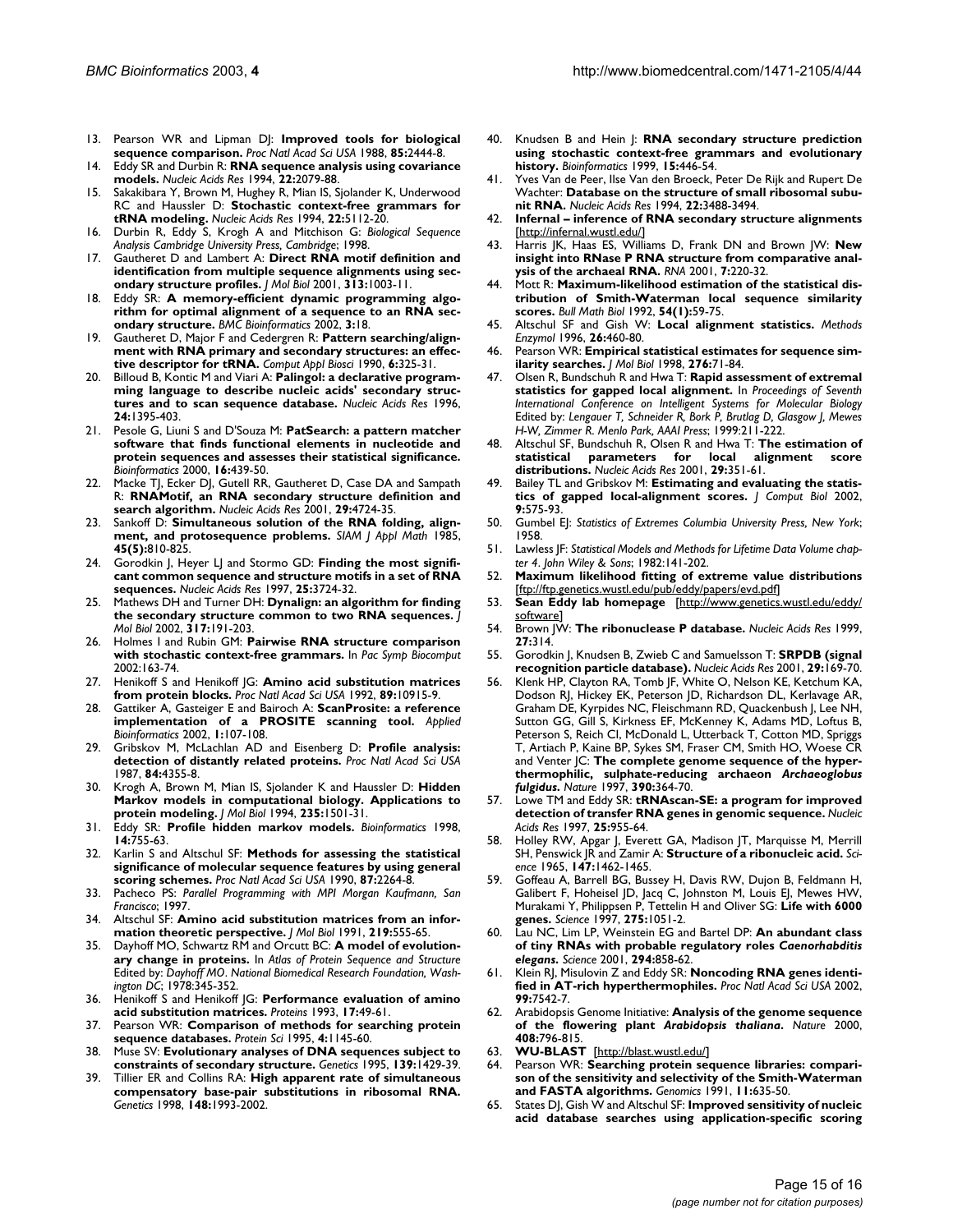13. Pearson WR and Lipman DJ: **Improved tools for biological sequence comparison.** *Proc Natl Acad Sci USA* 1988, **85:**2444-8.
14. Eddy SR and Durbin R: **RNA sequence analysis using covariance models.** *Nucleic Acids Res* 1994, **22:**2079-88.
15. Sakakibara Y, Brown M, Hughey R, Mian IS, Sjolander K, Underwood RC and Haussler D: **Stochastic context-free grammars for tRNA modeling.** *Nucleic Acids Res* 1994, **22:**5112-20.
16. Durbin R, Eddy S, Krogh A and Mitchison G: *Biological Sequence Analysis Cambridge University Press, Cambridge*; 1998.
17. Gautheret D and Lambert A: **Direct RNA motif definition and identification from multiple sequence alignments using secondary structure profiles.** *J Mol Biol* 2001, **313:**1003-11.
18. Eddy SR: **A memory-efficient dynamic programming algorithm for optimal alignment of a sequence to an RNA secondary structure.** *BMC Bioinformatics* 2002, **3:**18.
19. Gautheret D, Major F and Cedergren R: **Pattern searching/alignment with RNA primary and secondary structures: an effective descriptor for tRNA.** *Comput Appl Biosci* 1990, **6:**325-31.
20. Billoud B, Kontic M and Viari A: **Palingol: a declarative programming language to describe nucleic acids' secondary structures and to scan sequence database.** *Nucleic Acids Res* 1996, **24:**1395-403.
21. Pesole G, Liuni S and D'Souza M: **PatSearch: a pattern matcher software that finds functional elements in nucleotide and protein sequences and assesses their statistical significance.** *Bioinformatics* 2000, **16:**439-50.
22. Macke TJ, Ecker DJ, Gutell RR, Gautheret D, Case DA and Sampath R: **RNAMotif, an RNA secondary structure definition and search algorithm.** *Nucleic Acids Res* 2001, **29:**4724-35.
23. Sankoff D: **Simultaneous solution of the RNA folding, alignment, and protosequence problems.** *SIAM J Appl Math* 1985, **45(5):**810-825.
24. Gorodkin J, Heyer LJ and Stormo GD: **Finding the most significant common sequence and structure motifs in a set of RNA sequences.** *Nucleic Acids Res* 1997, **25:**3724-32.
25. Mathews DH and Turner DH: **Dynalign: an algorithm for finding the secondary structure common to two RNA sequences.** *J Mol Biol* 2002, **317:**191-203.
26. Holmes I and Rubin GM: **Pairwise RNA structure comparison with stochastic context-free grammars.** In *Pac Symp Biocomput* 2002:163-74.
27. Henikoff S and Henikoff JG: **Amino acid substitution matrices from protein blocks.** *Proc Natl Acad Sci USA* 1992, **89:**10915-9.
28. Gattiker A, Gasteiger E and Bairoch A: **ScanProsite: a reference implementation of a PROSITE scanning tool.** *Applied Bioinformatics* 2002, **1:**107-108.
29. Gribskov M, McLachlan AD and Eisenberg D: **Profile analysis: detection of distantly related proteins.** *Proc Natl Acad Sci USA* 1987, **84:**4355-8.
30. Krogh A, Brown M, Mian IS, Sjolander K and Haussler D: **Hidden Markov models in computational biology. Applications to protein modeling.** *J Mol Biol* 1994, **235:**1501-31.
31. Eddy SR: **Profile hidden markov models.** *Bioinformatics* 1998, **14:**755-63.
32. Karlin S and Altschul SF: **Methods for assessing the statistical significance of molecular sequence features by using general scoring schemes.** *Proc Natl Acad Sci USA* 1990, **87:**2264-8.
33. Pacheco PS: *Parallel Programming with MPI Morgan Kaufmann, San Francisco*; 1997.
34. Altschul SF: **Amino acid substitution matrices from an information theoretic perspective.** *J Mol Biol* 1991, **219:**555-65.
35. Dayhoff MO, Schwartz RM and Orcutt BC: **A model of evolutionary change in proteins.** In *Atlas of Protein Sequence and Structure* Edited by: *Dayhoff MO. National Biomedical Research Foundation, Washington DC*; 1978:345-352.
36. Henikoff S and Henikoff JG: **Performance evaluation of amino acid substitution matrices.** *Proteins* 1993, **17:**49-61.
37. Pearson WR: **Comparison of methods for searching protein sequence databases.** *Protein Sci* 1995, **4:**1145-60.
38. Muse SV: **Evolutionary analyses of DNA sequences subject to constraints of secondary structure.** *Genetics* 1995, **139:**1429-39.
39. Tillier ER and Collins RA: **High apparent rate of simultaneous compensatory base-pair substitutions in ribosomal RNA.** *Genetics* 1998, **148:**1993-2002.
40. Knudsen B and Hein J: **RNA secondary structure prediction using stochastic context-free grammars and evolutionary history.** *Bioinformatics* 1999, **15:**446-54.
41. Yves Van de Peer, Ilse Van den Broeck, Peter De Rijk and Rupert De Wachter: **Database on the structure of small ribosomal subunit RNA.** *Nucleic Acids Res* 1994, **22:**3488-3494.
42. **Infernal – inference of RNA secondary structure alignments** [http://infernal.wustl.edu/]
43. Harris JK, Haas ES, Williams D, Frank DN and Brown JW: **New insight into RNase P RNA structure from comparative analysis of the archaeal RNA.** *RNA* 2001, **7:**220-32.
44. Mott R: **Maximum-likelihood estimation of the statistical distribution of Smith-Waterman local sequence similarity scores.** *Bull Math Biol* 1992, **54(1):**59-75.
45. Altschul SF and Gish W: **Local alignment statistics.** *Methods Enzymol* 1996, **26:**460-80.
46. Pearson WR: **Empirical statistical estimates for sequence similarity searches.** *J Mol Biol* 1998, **276:**71-84.
47. Olsen R, Bundschuh R and Hwa T: **Rapid assessment of extremal statistics for gapped local alignment.** In *Proceedings of Seventh International Conference on Intelligent Systems for Molecular Biology* Edited by: *Lengauer T, Schneider R, Bork P, Brutlag D, Glasgow J, Mewes H-W, Zimmer R. Menlo Park, AAAI Press*; 1999:211-222.
48. Altschul SF, Bundschuh R, Olsen R and Hwa T: **The estimation of statistical parameters for local alignment score distributions.** *Nucleic Acids Res* 2001, **29:**351-61.
49. Bailey TL and Gribskov M: **Estimating and evaluating the statistics of gapped local-alignment scores.** *J Comput Biol* 2002, **9:**575-93.
50. Gumbel EJ: *Statistics of Extremes Columbia University Press, New York*; 1958.
51. Lawless JF: *Statistical Models and Methods for Lifetime Data Volume chapter 4. John Wiley & Sons*; 1982:141-202.
52. **Maximum likelihood fitting of extreme value distributions** [ftp://ftp.genetics.wustl.edu/pub/eddy/papers/evd.pdf]
53. **Sean Eddy lab homepage** [http://www.genetics.wustl.edu/eddy/software]
54. Brown JW: **The ribonuclease P database.** *Nucleic Acids Res* 1999, **27:**314.
55. Gorodkin J, Knudsen B, Zwieb C and Samuelsson T: **SRPDB (signal recognition particle database).** *Nucleic Acids Res* 2001, **29:**169-70.
56. Klenk HP, Clayton RA, Tomb JF, White O, Nelson KE, Ketchum KA, Dodson RJ, Hickey EK, Peterson JD, Richardson DL, Kerlavage AR, Graham DE, Kyrpides NC, Fleischmann RD, Quackenbush J, Lee NH, Sutton GG, Gill S, Kirkness EF, McKenney K, Adams MD, Loftus B, Peterson S, Reich CI, McDonald L, Utterback T, Cotton MD, Spriggs T, Artiach P, Kaine BP, Sykes SM, Fraser CM, Smith HO, Woese CR and Venter JC: **The complete genome sequence of the hyperthermophilic, sulphate-reducing archaeon *Archaeoglobus fulgidus*.** *Nature* 1997, **390:**364-70.
57. Lowe TM and Eddy SR: **tRNAscan-SE: a program for improved detection of transfer RNA genes in genomic sequence.** *Nucleic Acids Res* 1997, **25:**955-64.
58. Holley RW, Apgar J, Everett GA, Madison JT, Marquisse M, Merrill SH, Penswick JR and Zamir A: **Structure of a ribonucleic acid.** *Science* 1965, **147:**1462-1465.
59. Goffeau A, Barrell BG, Bussey H, Davis RW, Dujon B, Feldmann H, Galibert F, Hoheisel JD, Jacq C, Johnston M, Louis EJ, Mewes HW, Murakami Y, Philippsen P, Tettelin H and Oliver SG: **Life with 6000 genes.** *Science* 1997, **275:**1051-2.
60. Lau NC, Lim LP, Weinstein EG and Bartel DP: **An abundant class of tiny RNAs with probable regulatory roles *Caenorhabditis elegans*.** *Science* 2001, **294:**858-62.
61. Klein RJ, Misulovin Z and Eddy SR: **Noncoding RNA genes identified in AT-rich hyperthermophiles.** *Proc Natl Acad Sci USA* 2002, **99:**7542-7.
62. Arabidopsis Genome Initiative: **Analysis of the genome sequence of the flowering plant *Arabidopsis thaliana*.** *Nature* 2000, **408:**796-815.
63. **WU-BLAST** [http://blast.wustl.edu/]
64. Pearson WR: **Searching protein sequence libraries: comparison of the sensitivity and selectivity of the Smith-Waterman and FASTA algorithms.** *Genomics* 1991, **11:**635-50.
65. States DJ, Gish W and Altschul SF: **Improved sensitivity of nucleic acid database searches using application-specific scoring**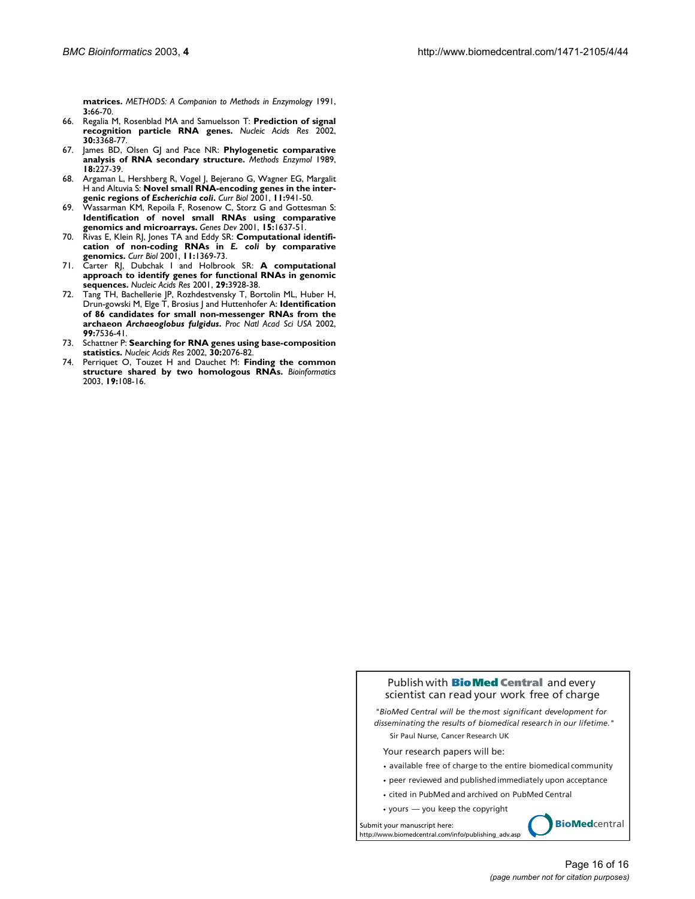**matrices.** *METHODS: A Companion to Methods in Enzymology* 1991, **3:**66-70.

66. Regalia M, Rosenblad MA and Samuelsson T: **Prediction of signal recognition particle RNA genes.** *Nucleic Acids Res* 2002, **30:**3368-77.
67. James BD, Olsen GJ and Pace NR: **Phylogenetic comparative analysis of RNA secondary structure.** *Methods Enzymol* 1989, **18:**227-39.
68. Argaman L, Hershberg R, Vogel J, Bejerano G, Wagner EG, Margalit H and Altuvia S: **Novel small RNA-encoding genes in the intergenic regions of *Escherichia coli*.** *Curr Biol* 2001, **11:**941-50.
69. Wassarman KM, Repoila F, Rosenow C, Storz G and Gottesman S: **Identification of novel small RNAs using comparative genomics and microarrays.** *Genes Dev* 2001, **15:**1637-51.
70. Rivas E, Klein RJ, Jones TA and Eddy SR: **Computational identification of non-coding RNAs in *E. coli* by comparative genomics.** *Curr Biol* 2001, **11:**1369-73.
71. Carter RJ, Dubchak I and Holbrook SR: **A computational approach to identify genes for functional RNAs in genomic sequences.** *Nucleic Acids Res* 2001, **29:**3928-38.
72. Tang TH, Bachellerie JP, Rozhdestvensky T, Bortolin ML, Huber H, Drun-gowski M, Elge T, Brosius J and Huttenhofer A: **Identification of 86 candidates for small non-messenger RNAs from the archaeon *Archaeoglobus fulgidus*.** *Proc Natl Acad Sci USA* 2002, **99:**7536-41.
73. Schattner P: **Searching for RNA genes using base-composition statistics.** *Nucleic Acids Res* 2002, **30:**2076-82.
74. Perriquet O, Touzet H and Dauchet M: **Finding the common structure shared by two homologous RNAs.** *Bioinformatics* 2003, **19:**108-16.

Publish with **BioMed Central** and every scientist can read your work free of charge

*"BioMed Central will be the most significant development for disseminating the results of biomedical research in our lifetime."*

Sir Paul Nurse, Cancer Research UK

Your research papers will be:

- available free of charge to the entire biomedical community
- peer reviewed and published immediately upon acceptance
- cited in PubMed and archived on PubMed Central
- yours — you keep the copyright

Submit your manuscript here:
http://www.biomedcentral.com/info/publishing_adv.asp

**BioMed**central